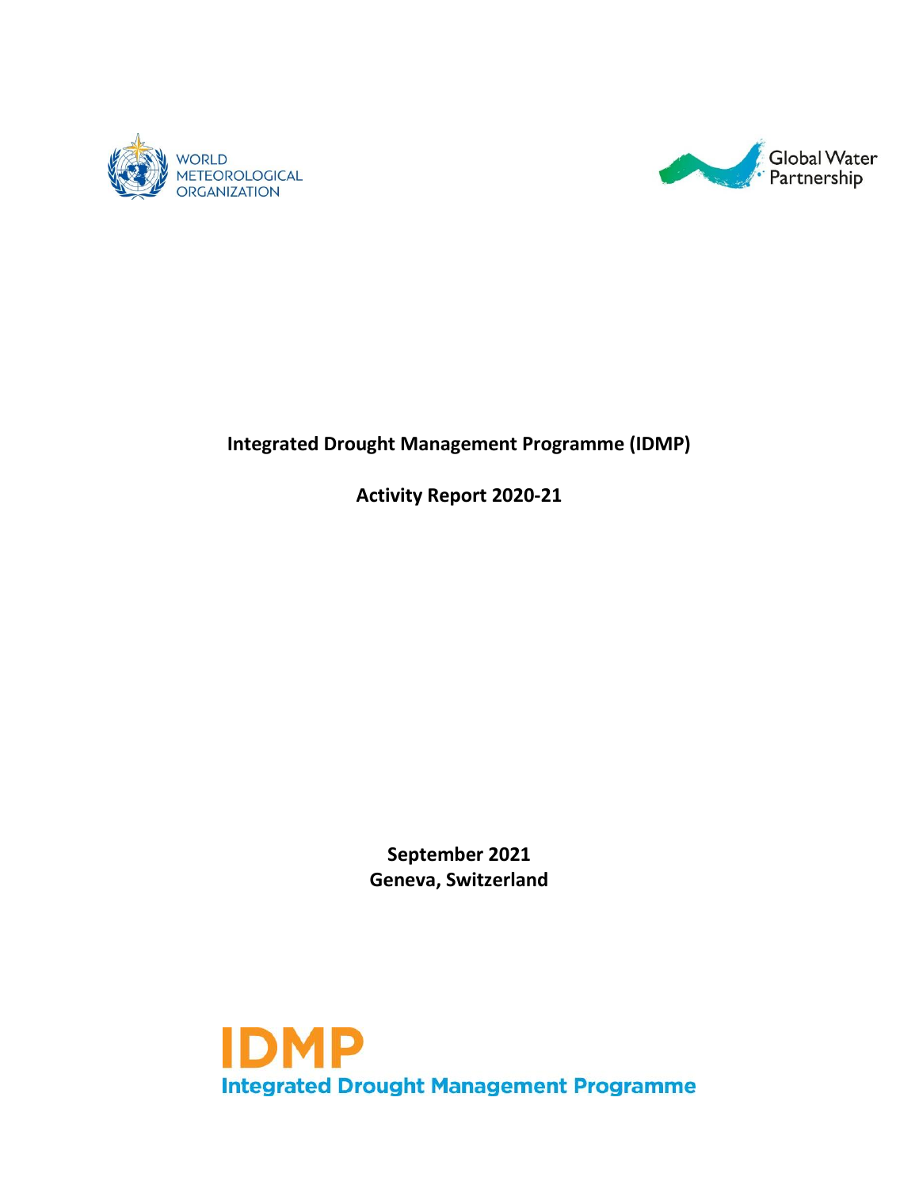WORLD METEOROLOGICAL ORGANIZATION

Global Water Partnership

# Integrated Drought Management Programme (IDMP)

## Activity Report 2020-21

**September 2021**
**Geneva, Switzerland**

**IDMP**
**Integrated Drought Management Programme**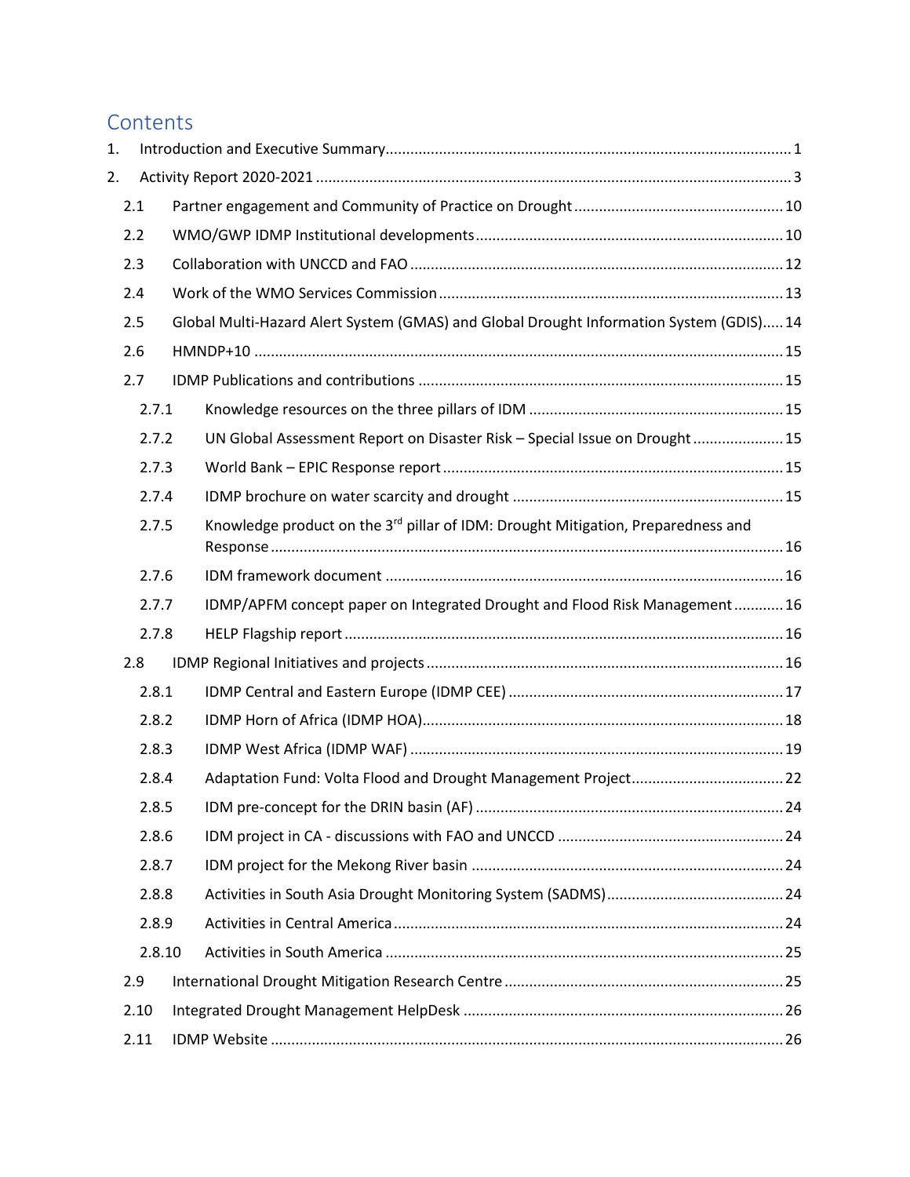# Contents

1. Introduction and Executive Summary ........ 1
2. Activity Report 2020-2021 ........ 3
   - 2.1 Partner engagement and Community of Practice on Drought ........ 10
   - 2.2 WMO/GWP IDMP Institutional developments ........ 10
   - 2.3 Collaboration with UNCCD and FAO ........ 12
   - 2.4 Work of the WMO Services Commission ........ 13
   - 2.5 Global Multi-Hazard Alert System (GMAS) and Global Drought Information System (GDIS) ........ 14
   - 2.6 HMNDP+10 ........ 15
   - 2.7 IDMP Publications and contributions ........ 15
     - 2.7.1 Knowledge resources on the three pillars of IDM ........ 15
     - 2.7.2 UN Global Assessment Report on Disaster Risk – Special Issue on Drought ........ 15
     - 2.7.3 World Bank – EPIC Response report ........ 15
     - 2.7.4 IDMP brochure on water scarcity and drought ........ 15
     - 2.7.5 Knowledge product on the 3rd pillar of IDM: Drought Mitigation, Preparedness and Response ........ 16
     - 2.7.6 IDM framework document ........ 16
     - 2.7.7 IDMP/APFM concept paper on Integrated Drought and Flood Risk Management ........ 16
     - 2.7.8 HELP Flagship report ........ 16
   - 2.8 IDMP Regional Initiatives and projects ........ 16
     - 2.8.1 IDMP Central and Eastern Europe (IDMP CEE) ........ 17
     - 2.8.2 IDMP Horn of Africa (IDMP HOA) ........ 18
     - 2.8.3 IDMP West Africa (IDMP WAF) ........ 19
     - 2.8.4 Adaptation Fund: Volta Flood and Drought Management Project ........ 22
     - 2.8.5 IDM pre-concept for the DRIN basin (AF) ........ 24
     - 2.8.6 IDM project in CA - discussions with FAO and UNCCD ........ 24
     - 2.8.7 IDM project for the Mekong River basin ........ 24
     - 2.8.8 Activities in South Asia Drought Monitoring System (SADMS) ........ 24
     - 2.8.9 Activities in Central America ........ 24
     - 2.8.10 Activities in South America ........ 25
   - 2.9 International Drought Mitigation Research Centre ........ 25
   - 2.10 Integrated Drought Management HelpDesk ........ 26
   - 2.11 IDMP Website ........ 26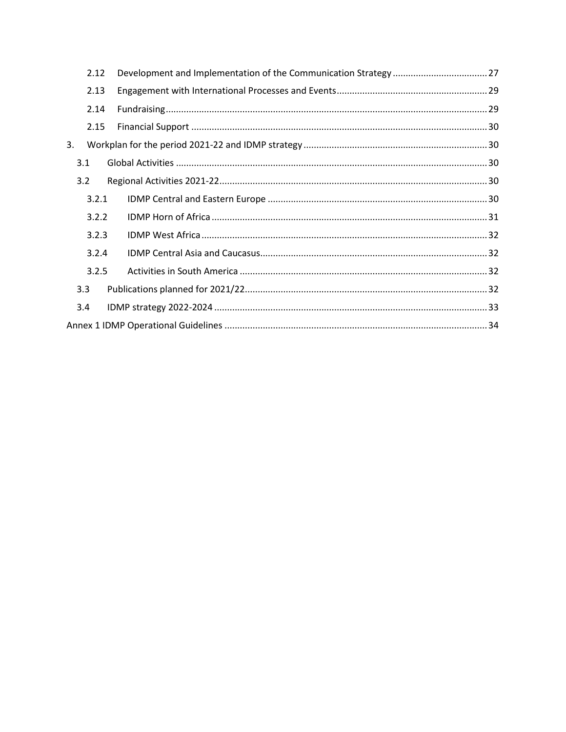- 2.12 Development and Implementation of the Communication Strategy ..... 27
- 2.13 Engagement with International Processes and Events ..... 29
- 2.14 Fundraising ..... 29
- 2.15 Financial Support ..... 30

3. Workplan for the period 2021-22 and IDMP strategy ..... 30
   - 3.1 Global Activities ..... 30
   - 3.2 Regional Activities 2021-22 ..... 30
     - 3.2.1 IDMP Central and Eastern Europe ..... 30
     - 3.2.2 IDMP Horn of Africa ..... 31
     - 3.2.3 IDMP West Africa ..... 32
     - 3.2.4 IDMP Central Asia and Caucasus ..... 32
     - 3.2.5 Activities in South America ..... 32
   - 3.3 Publications planned for 2021/22 ..... 32
   - 3.4 IDMP strategy 2022-2024 ..... 33

Annex 1 IDMP Operational Guidelines ..... 34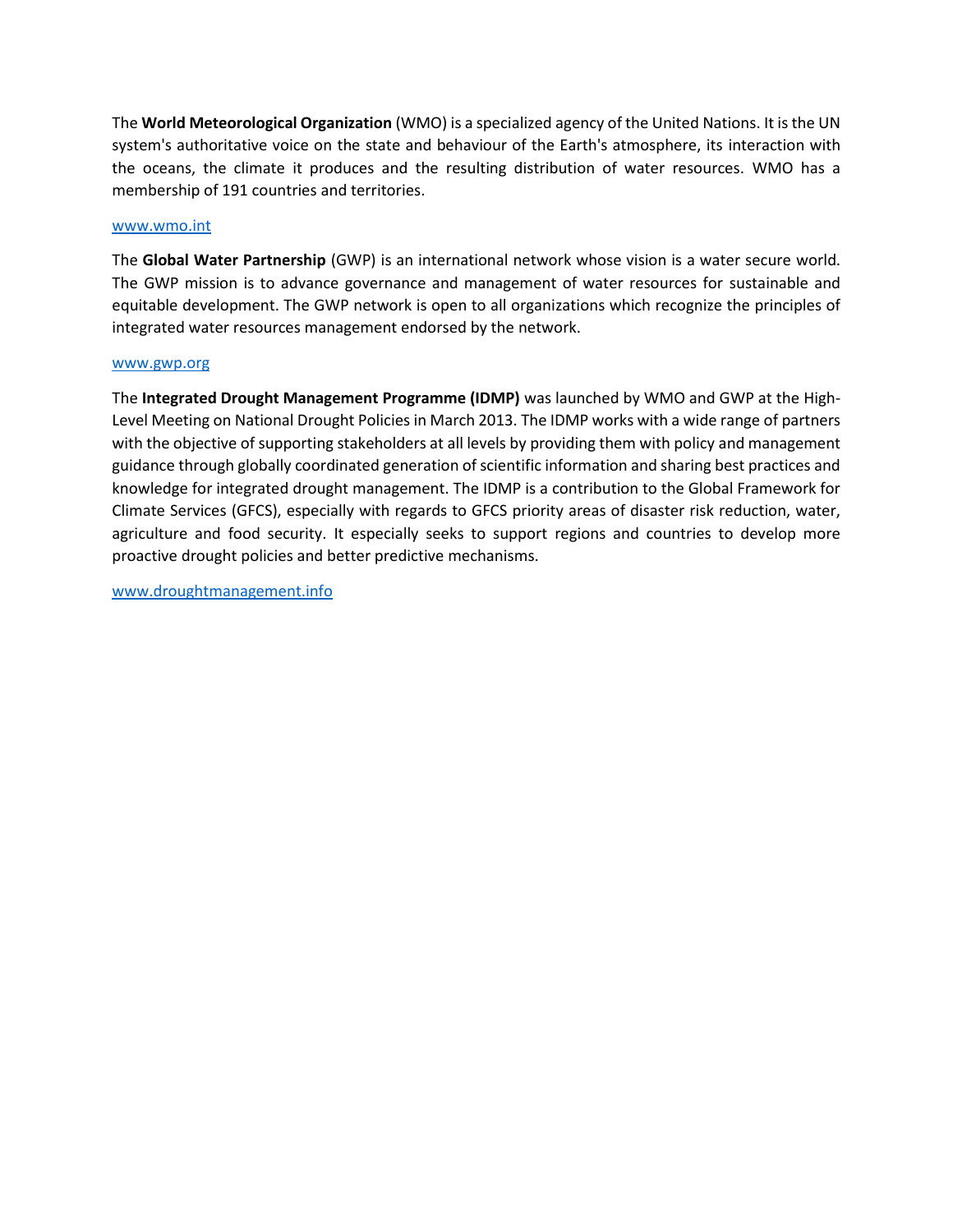The **World Meteorological Organization** (WMO) is a specialized agency of the United Nations. It is the UN system's authoritative voice on the state and behaviour of the Earth's atmosphere, its interaction with the oceans, the climate it produces and the resulting distribution of water resources. WMO has a membership of 191 countries and territories.

[www.wmo.int](http://www.wmo.int)

The **Global Water Partnership** (GWP) is an international network whose vision is a water secure world. The GWP mission is to advance governance and management of water resources for sustainable and equitable development. The GWP network is open to all organizations which recognize the principles of integrated water resources management endorsed by the network.

[www.gwp.org](http://www.gwp.org)

The **Integrated Drought Management Programme (IDMP)** was launched by WMO and GWP at the High-Level Meeting on National Drought Policies in March 2013. The IDMP works with a wide range of partners with the objective of supporting stakeholders at all levels by providing them with policy and management guidance through globally coordinated generation of scientific information and sharing best practices and knowledge for integrated drought management. The IDMP is a contribution to the Global Framework for Climate Services (GFCS), especially with regards to GFCS priority areas of disaster risk reduction, water, agriculture and food security. It especially seeks to support regions and countries to develop more proactive drought policies and better predictive mechanisms.

[www.droughtmanagement.info](http://www.droughtmanagement.info)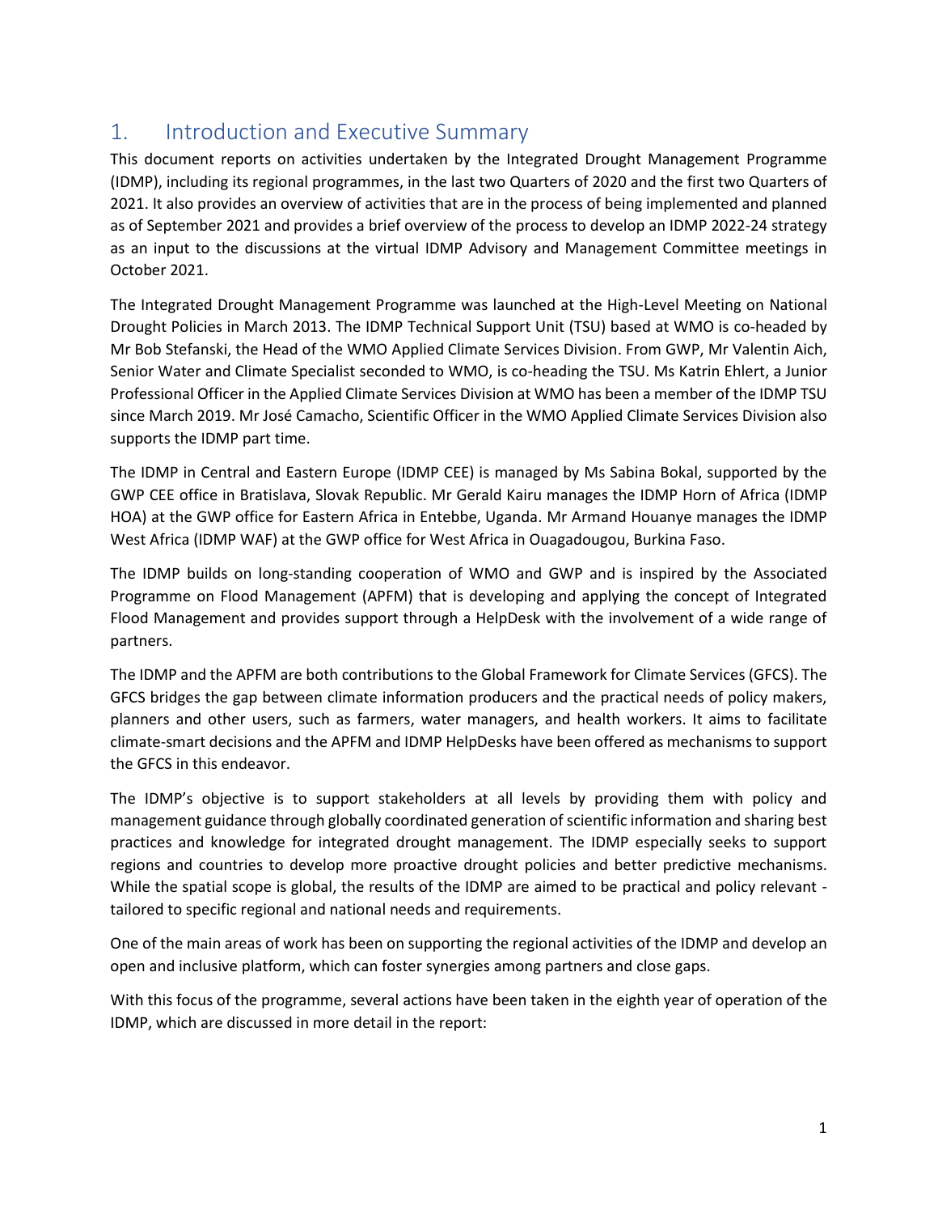# 1. Introduction and Executive Summary

This document reports on activities undertaken by the Integrated Drought Management Programme (IDMP), including its regional programmes, in the last two Quarters of 2020 and the first two Quarters of 2021. It also provides an overview of activities that are in the process of being implemented and planned as of September 2021 and provides a brief overview of the process to develop an IDMP 2022-24 strategy as an input to the discussions at the virtual IDMP Advisory and Management Committee meetings in October 2021.

The Integrated Drought Management Programme was launched at the High-Level Meeting on National Drought Policies in March 2013. The IDMP Technical Support Unit (TSU) based at WMO is co-headed by Mr Bob Stefanski, the Head of the WMO Applied Climate Services Division. From GWP, Mr Valentin Aich, Senior Water and Climate Specialist seconded to WMO, is co-heading the TSU. Ms Katrin Ehlert, a Junior Professional Officer in the Applied Climate Services Division at WMO has been a member of the IDMP TSU since March 2019. Mr José Camacho, Scientific Officer in the WMO Applied Climate Services Division also supports the IDMP part time.

The IDMP in Central and Eastern Europe (IDMP CEE) is managed by Ms Sabina Bokal, supported by the GWP CEE office in Bratislava, Slovak Republic. Mr Gerald Kairu manages the IDMP Horn of Africa (IDMP HOA) at the GWP office for Eastern Africa in Entebbe, Uganda. Mr Armand Houanye manages the IDMP West Africa (IDMP WAF) at the GWP office for West Africa in Ouagadougou, Burkina Faso.

The IDMP builds on long-standing cooperation of WMO and GWP and is inspired by the Associated Programme on Flood Management (APFM) that is developing and applying the concept of Integrated Flood Management and provides support through a HelpDesk with the involvement of a wide range of partners.

The IDMP and the APFM are both contributions to the Global Framework for Climate Services (GFCS). The GFCS bridges the gap between climate information producers and the practical needs of policy makers, planners and other users, such as farmers, water managers, and health workers. It aims to facilitate climate-smart decisions and the APFM and IDMP HelpDesks have been offered as mechanisms to support the GFCS in this endeavor.

The IDMP's objective is to support stakeholders at all levels by providing them with policy and management guidance through globally coordinated generation of scientific information and sharing best practices and knowledge for integrated drought management. The IDMP especially seeks to support regions and countries to develop more proactive drought policies and better predictive mechanisms. While the spatial scope is global, the results of the IDMP are aimed to be practical and policy relevant - tailored to specific regional and national needs and requirements.

One of the main areas of work has been on supporting the regional activities of the IDMP and develop an open and inclusive platform, which can foster synergies among partners and close gaps.

With this focus of the programme, several actions have been taken in the eighth year of operation of the IDMP, which are discussed in more detail in the report: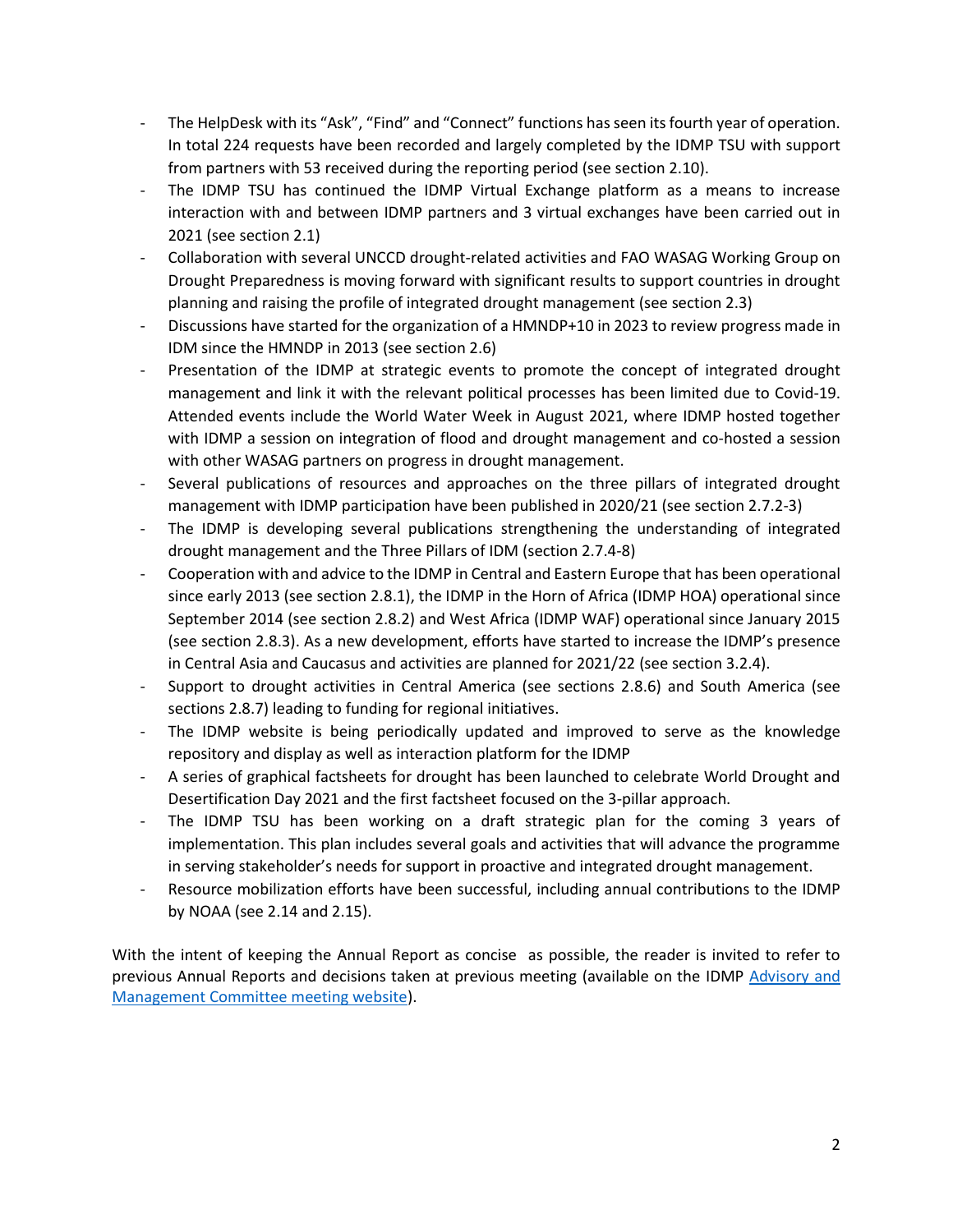- The HelpDesk with its "Ask", "Find" and "Connect" functions has seen its fourth year of operation. In total 224 requests have been recorded and largely completed by the IDMP TSU with support from partners with 53 received during the reporting period (see section 2.10).
- The IDMP TSU has continued the IDMP Virtual Exchange platform as a means to increase interaction with and between IDMP partners and 3 virtual exchanges have been carried out in 2021 (see section 2.1)
- Collaboration with several UNCCD drought-related activities and FAO WASAG Working Group on Drought Preparedness is moving forward with significant results to support countries in drought planning and raising the profile of integrated drought management (see section 2.3)
- Discussions have started for the organization of a HMNDP+10 in 2023 to review progress made in IDM since the HMNDP in 2013 (see section 2.6)
- Presentation of the IDMP at strategic events to promote the concept of integrated drought management and link it with the relevant political processes has been limited due to Covid-19. Attended events include the World Water Week in August 2021, where IDMP hosted together with IDMP a session on integration of flood and drought management and co-hosted a session with other WASAG partners on progress in drought management.
- Several publications of resources and approaches on the three pillars of integrated drought management with IDMP participation have been published in 2020/21 (see section 2.7.2-3)
- The IDMP is developing several publications strengthening the understanding of integrated drought management and the Three Pillars of IDM (section 2.7.4-8)
- Cooperation with and advice to the IDMP in Central and Eastern Europe that has been operational since early 2013 (see section 2.8.1), the IDMP in the Horn of Africa (IDMP HOA) operational since September 2014 (see section 2.8.2) and West Africa (IDMP WAF) operational since January 2015 (see section 2.8.3). As a new development, efforts have started to increase the IDMP's presence in Central Asia and Caucasus and activities are planned for 2021/22 (see section 3.2.4).
- Support to drought activities in Central America (see sections 2.8.6) and South America (see sections 2.8.7) leading to funding for regional initiatives.
- The IDMP website is being periodically updated and improved to serve as the knowledge repository and display as well as interaction platform for the IDMP
- A series of graphical factsheets for drought has been launched to celebrate World Drought and Desertification Day 2021 and the first factsheet focused on the 3-pillar approach.
- The IDMP TSU has been working on a draft strategic plan for the coming 3 years of implementation. This plan includes several goals and activities that will advance the programme in serving stakeholder's needs for support in proactive and integrated drought management.
- Resource mobilization efforts have been successful, including annual contributions to the IDMP by NOAA (see 2.14 and 2.15).

With the intent of keeping the Annual Report as concise as possible, the reader is invited to refer to previous Annual Reports and decisions taken at previous meeting (available on the IDMP Advisory and Management Committee meeting website).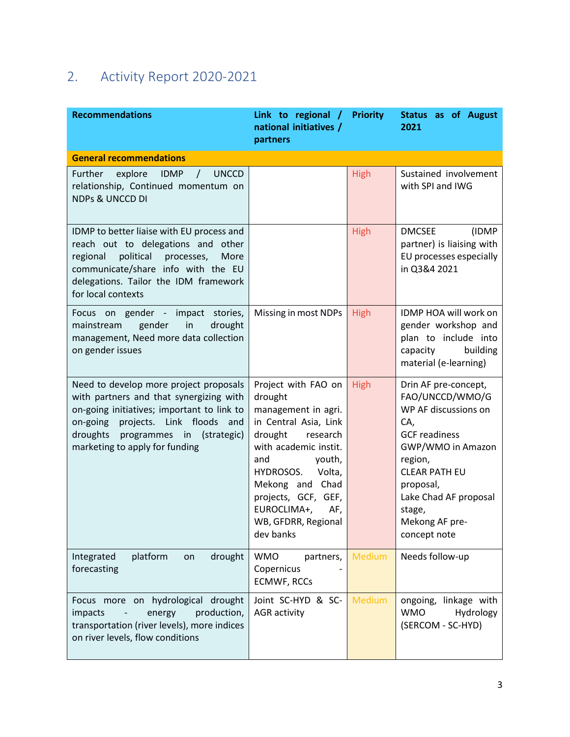## 2. Activity Report 2020-2021

| Recommendations | Link to regional / national initiatives / partners | Priority | Status as of August 2021 |
|---|---|---|---|
| **General recommendations** | | | |
| Further explore IDMP / UNCCD relationship, Continued momentum on NDPs & UNCCD DI | | High | Sustained involvement with SPI and IWG |
| IDMP to better liaise with EU process and reach out to delegations and other regional political processes, More communicate/share info with the EU delegations. Tailor the IDM framework for local contexts | | High | DMCSEE (IDMP partner) is liaising with EU processes especially in Q3&4 2021 |
| Focus on gender - impact stories, mainstream gender in drought management, Need more data collection on gender issues | Missing in most NDPs | High | IDMP HOA will work on gender workshop and plan to include into capacity building material (e-learning) |
| Need to develop more project proposals with partners and that synergizing with on-going initiatives; important to link to on-going projects. Link floods and droughts programmes in (strategic) marketing to apply for funding | Project with FAO on drought management in agri. in Central Asia, Link drought research with academic instit. and youth, HYDROSOS. Volta, Mekong and Chad projects, GCF, GEF, EUROCLIMA+, AF, WB, GFDRR, Regional dev banks | High | Drin AF pre-concept, FAO/UNCCD/WMO/GWP AF discussions on CA, GCF readiness GWP/WMO in Amazon region, CLEAR PATH EU proposal, Lake Chad AF proposal stage, Mekong AF pre-concept note |
| Integrated platform on drought forecasting | WMO partners, Copernicus - ECMWF, RCCs | Medium | Needs follow-up |
| Focus more on hydrological drought impacts - energy production, transportation (river levels), more indices on river levels, flow conditions | Joint SC-HYD & SC-AGR activity | Medium | ongoing, linkage with WMO Hydrology (SERCOM - SC-HYD) |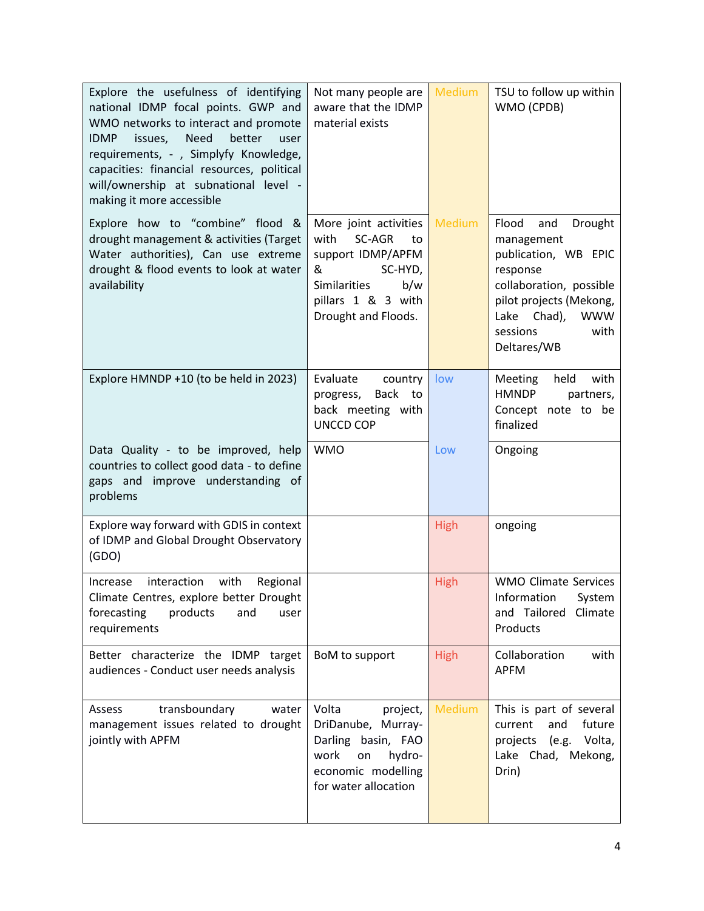| | | | |
|---|---|---|---|
| Explore the usefulness of identifying national IDMP focal points. GWP and WMO networks to interact and promote IDMP issues, Need better user requirements, - , Simplyfy Knowledge, capacities: financial resources, political will/ownership at subnational level - making it more accessible | Not many people are aware that the IDMP material exists | Medium | TSU to follow up within WMO (CPDB) |
| Explore how to "combine" flood & drought management & activities (Target Water authorities), Can use extreme drought & flood events to look at water availability | More joint activities with SC-AGR to support IDMP/APFM & SC-HYD, Similarities b/w pillars 1 & 3 with Drought and Floods. | Medium | Flood and Drought management publication, WB EPIC response collaboration, possible pilot projects (Mekong, Lake Chad), WWW sessions with Deltares/WB |
| Explore HMNDP +10 (to be held in 2023) | Evaluate country progress, Back to back meeting with UNCCD COP | low | Meeting held with HMNDP partners, Concept note to be finalized |
| Data Quality - to be improved, help countries to collect good data - to define gaps and improve understanding of problems | WMO | Low | Ongoing |
| Explore way forward with GDIS in context of IDMP and Global Drought Observatory (GDO) | | High | ongoing |
| Increase interaction with Regional Climate Centres, explore better Drought forecasting products and user requirements | | High | WMO Climate Services Information System and Tailored Climate Products |
| Better characterize the IDMP target audiences - Conduct user needs analysis | BoM to support | High | Collaboration with APFM |
| Assess transboundary water management issues related to drought jointly with APFM | Volta project, DriDanube, Murray-Darling basin, FAO work on hydro-economic modelling for water allocation | Medium | This is part of several current and future projects (e.g. Volta, Lake Chad, Mekong, Drin) |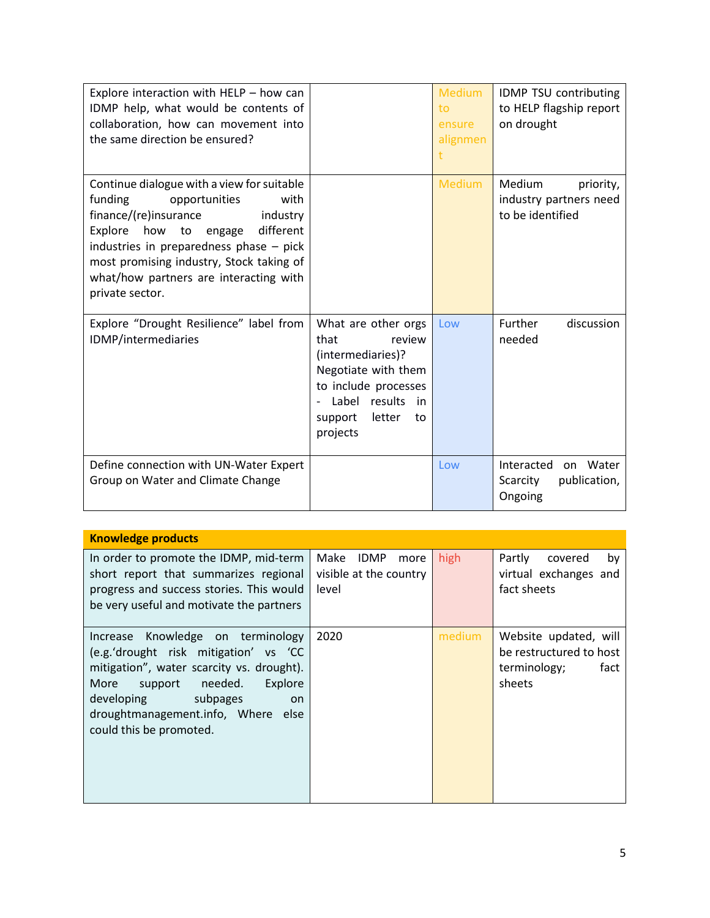| | | | |
|---|---|---|---|
| Explore interaction with HELP – how can IDMP help, what would be contents of collaboration, how can movement into the same direction be ensured? | | Medium to ensure alignment | IDMP TSU contributing to HELP flagship report on drought |
| Continue dialogue with a view for suitable funding opportunities with finance/(re)insurance industry Explore how to engage different industries in preparedness phase – pick most promising industry, Stock taking of what/how partners are interacting with private sector. | | Medium | Medium priority, industry partners need to be identified |
| Explore "Drought Resilience" label from IDMP/intermediaries | What are other orgs that review (intermediaries)? Negotiate with them to include processes - Label results in support letter to projects | Low | Further discussion needed |
| Define connection with UN-Water Expert Group on Water and Climate Change | | Low | Interacted on Water Scarcity publication, Ongoing |

| **Knowledge products** | | | |
|---|---|---|---|
| In order to promote the IDMP, mid-term short report that summarizes regional progress and success stories. This would be very useful and motivate the partners | Make IDMP more visible at the country level | high | Partly covered by virtual exchanges and fact sheets |
| Increase Knowledge on terminology (e.g.'drought risk mitigation' vs 'CC mitigation", water scarcity vs. drought). More support needed. Explore developing subpages on droughtmanagement.info, Where else could this be promoted. | 2020 | medium | Website updated, will be restructured to host terminology; fact sheets |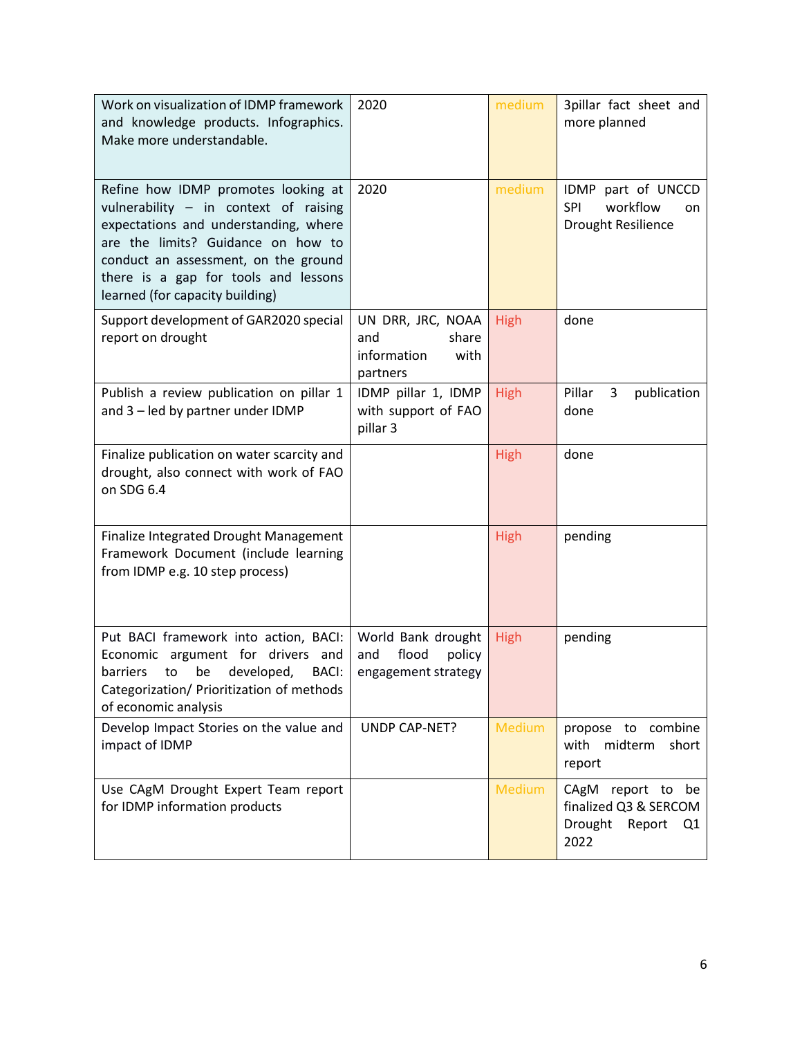| | | | |
|---|---|---|---|
| Work on visualization of IDMP framework and knowledge products. Infographics. Make more understandable. | 2020 | medium | 3pillar fact sheet and more planned |
| Refine how IDMP promotes looking at vulnerability – in context of raising expectations and understanding, where are the limits? Guidance on how to conduct an assessment, on the ground there is a gap for tools and lessons learned (for capacity building) | 2020 | medium | IDMP part of UNCCD SPI workflow on Drought Resilience |
| Support development of GAR2020 special report on drought | UN DRR, JRC, NOAA and share information with partners | High | done |
| Publish a review publication on pillar 1 and 3 – led by partner under IDMP | IDMP pillar 1, IDMP with support of FAO pillar 3 | High | Pillar 3 publication done |
| Finalize publication on water scarcity and drought, also connect with work of FAO on SDG 6.4 | | High | done |
| Finalize Integrated Drought Management Framework Document (include learning from IDMP e.g. 10 step process) | | High | pending |
| Put BACI framework into action, BACI: Economic argument for drivers and barriers to be developed, BACI: Categorization/ Prioritization of methods of economic analysis | World Bank drought and flood policy engagement strategy | High | pending |
| Develop Impact Stories on the value and impact of IDMP | UNDP CAP-NET? | Medium | propose to combine with midterm short report |
| Use CAgM Drought Expert Team report for IDMP information products | | Medium | CAgM report to be finalized Q3 & SERCOM Drought Report Q1 2022 |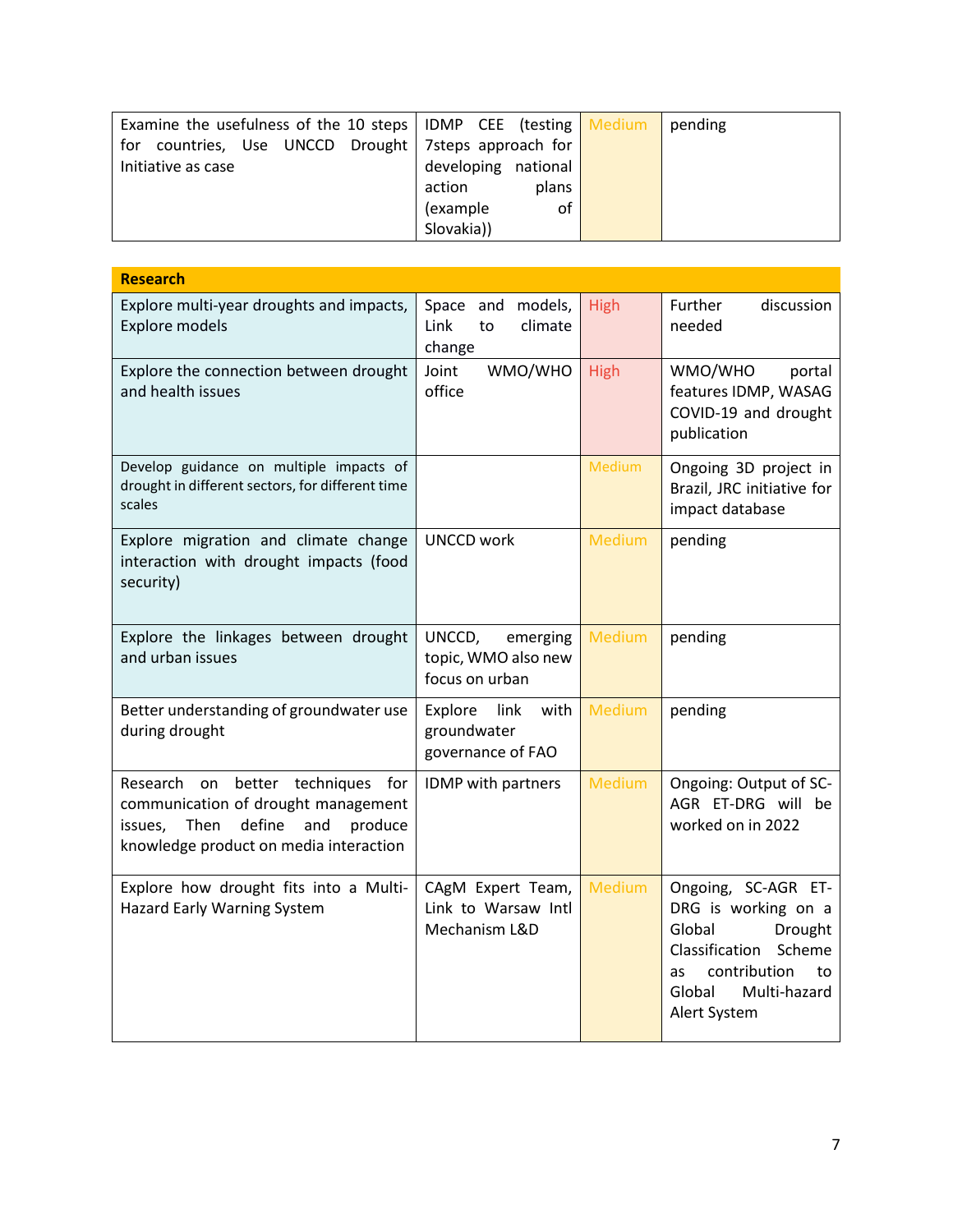| | | | |
|---|---|---|---|
| Examine the usefulness of the 10 steps for countries, Use UNCCD Drought Initiative as case | IDMP CEE (testing 7steps approach for developing national action plans (example of Slovakia)) | Medium | pending |

| **Research** | | | |
|---|---|---|---|
| Explore multi-year droughts and impacts, Explore models | Space and models, Link to climate change | High | Further discussion needed |
| Explore the connection between drought and health issues | Joint WMO/WHO office | High | WMO/WHO portal features IDMP, WASAG COVID-19 and drought publication |
| Develop guidance on multiple impacts of drought in different sectors, for different time scales | | Medium | Ongoing 3D project in Brazil, JRC initiative for impact database |
| Explore migration and climate change interaction with drought impacts (food security) | UNCCD work | Medium | pending |
| Explore the linkages between drought and urban issues | UNCCD, emerging topic, WMO also new focus on urban | Medium | pending |
| Better understanding of groundwater use during drought | Explore link with groundwater governance of FAO | Medium | pending |
| Research on better techniques for communication of drought management issues, Then define and produce knowledge product on media interaction | IDMP with partners | Medium | Ongoing: Output of SC-AGR ET-DRG will be worked on in 2022 |
| Explore how drought fits into a Multi-Hazard Early Warning System | CAgM Expert Team, Link to Warsaw Intl Mechanism L&D | Medium | Ongoing, SC-AGR ET-DRG is working on a Global Drought Classification Scheme as contribution to Global Multi-hazard Alert System |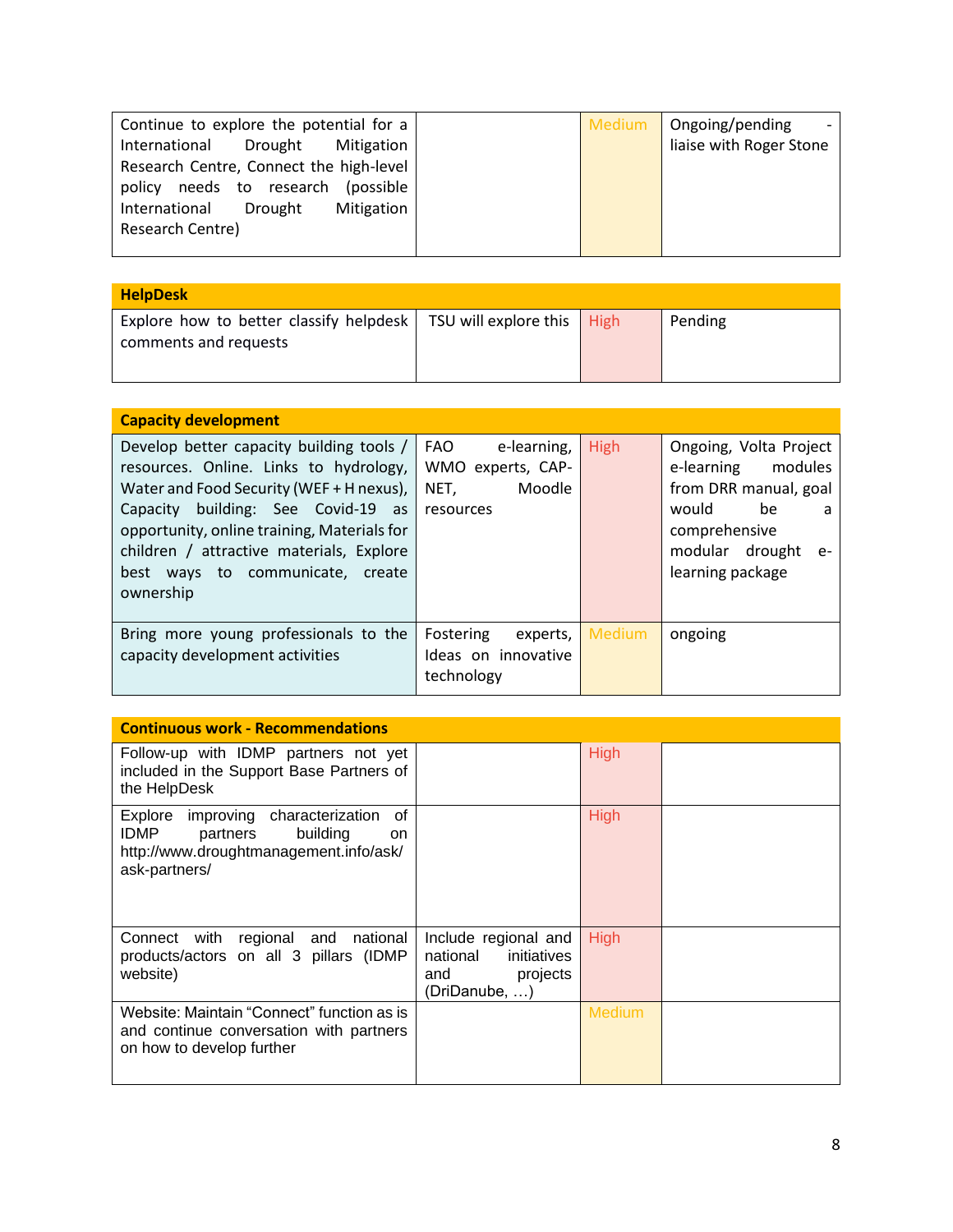| | | | |
|---|---|---|---|
| Continue to explore the potential for a International Drought Mitigation Research Centre, Connect the high-level policy needs to research (possible International Drought Mitigation Research Centre) | | Medium | Ongoing/pending - liaise with Roger Stone |

| **HelpDesk** | | | |
|---|---|---|---|
| Explore how to better classify helpdesk comments and requests | TSU will explore this | High | Pending |

| **Capacity development** | | | |
|---|---|---|---|
| Develop better capacity building tools / resources. Online. Links to hydrology, Water and Food Security (WEF + H nexus), Capacity building: See Covid-19 as opportunity, online training, Materials for children / attractive materials, Explore best ways to communicate, create ownership | FAO e-learning, WMO experts, CAP-NET, Moodle resources | High | Ongoing, Volta Project e-learning modules from DRR manual, goal would be a comprehensive modular drought e-learning package |
| Bring more young professionals to the capacity development activities | Fostering experts, Ideas on innovative technology | Medium | ongoing |

| **Continuous work - Recommendations** | | | |
|---|---|---|---|
| Follow-up with IDMP partners not yet included in the Support Base Partners of the HelpDesk | | High | |
| Explore improving characterization of IDMP partners building on http://www.droughtmanagement.info/ask/ask-partners/ | | High | |
| Connect with regional and national products/actors on all 3 pillars (IDMP website) | Include regional and national initiatives and projects (DriDanube, …) | High | |
| Website: Maintain "Connect" function as is and continue conversation with partners on how to develop further | | Medium | |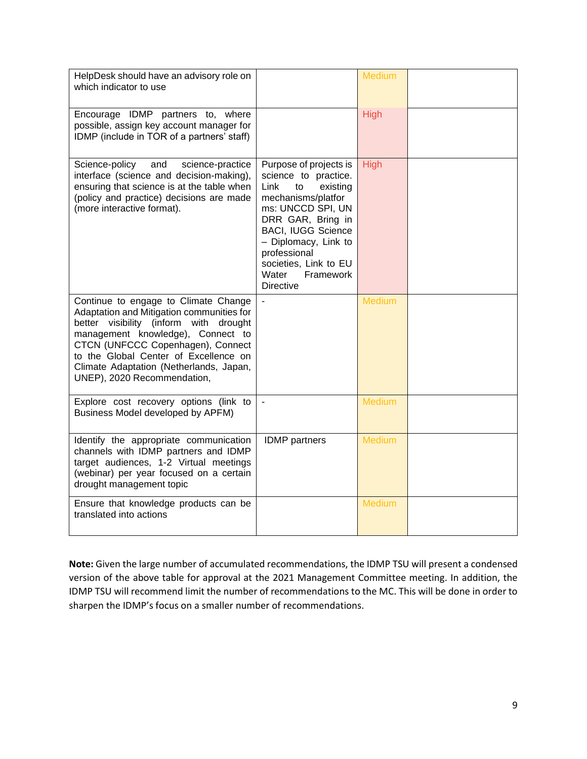| | | | |
|---|---|---|---|
| HelpDesk should have an advisory role on which indicator to use | | Medium | |
| Encourage IDMP partners to, where possible, assign key account manager for IDMP (include in TOR of a partners' staff) | | High | |
| Science-policy and science-practice interface (science and decision-making), ensuring that science is at the table when (policy and practice) decisions are made (more interactive format). | Purpose of projects is science to practice. Link to existing mechanisms/platforms: UNCCD SPI, UN DRR GAR, Bring in BACI, IUGG Science – Diplomacy, Link to professional societies, Link to EU Water Framework Directive | High | |
| Continue to engage to Climate Change Adaptation and Mitigation communities for better visibility (inform with drought management knowledge), Connect to CTCN (UNFCCC Copenhagen), Connect to the Global Center of Excellence on Climate Adaptation (Netherlands, Japan, UNEP), 2020 Recommendation, | - | Medium | |
| Explore cost recovery options (link to Business Model developed by APFM) | - | Medium | |
| Identify the appropriate communication channels with IDMP partners and IDMP target audiences, 1-2 Virtual meetings (webinar) per year focused on a certain drought management topic | IDMP partners | Medium | |
| Ensure that knowledge products can be translated into actions | | Medium | |

**Note:** Given the large number of accumulated recommendations, the IDMP TSU will present a condensed version of the above table for approval at the 2021 Management Committee meeting. In addition, the IDMP TSU will recommend limit the number of recommendations to the MC. This will be done in order to sharpen the IDMP's focus on a smaller number of recommendations.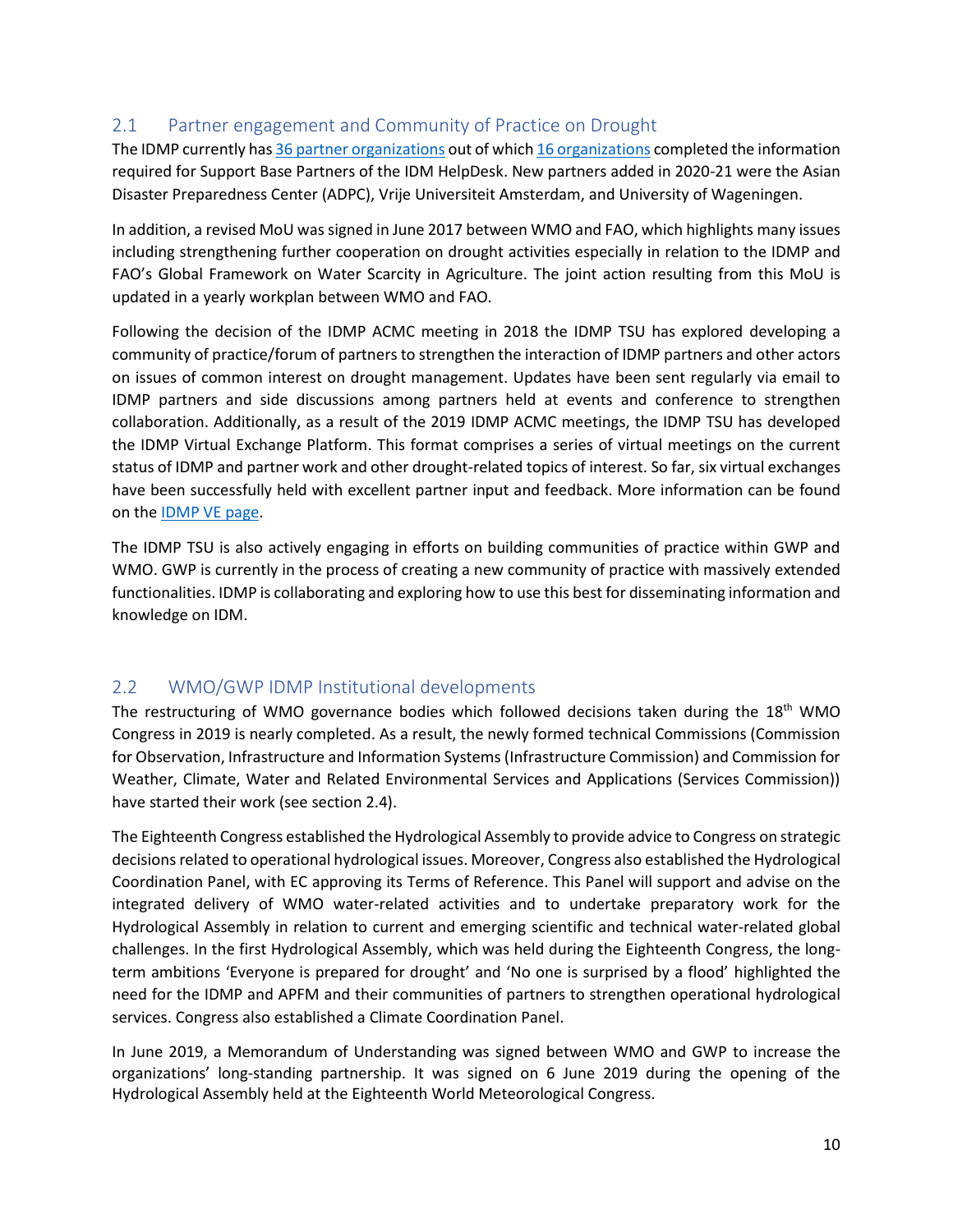## 2.1 Partner engagement and Community of Practice on Drought

The IDMP currently has 36 partner organizations out of which 16 organizations completed the information required for Support Base Partners of the IDM HelpDesk. New partners added in 2020-21 were the Asian Disaster Preparedness Center (ADPC), Vrije Universiteit Amsterdam, and University of Wageningen.

In addition, a revised MoU was signed in June 2017 between WMO and FAO, which highlights many issues including strengthening further cooperation on drought activities especially in relation to the IDMP and FAO's Global Framework on Water Scarcity in Agriculture. The joint action resulting from this MoU is updated in a yearly workplan between WMO and FAO.

Following the decision of the IDMP ACMC meeting in 2018 the IDMP TSU has explored developing a community of practice/forum of partners to strengthen the interaction of IDMP partners and other actors on issues of common interest on drought management. Updates have been sent regularly via email to IDMP partners and side discussions among partners held at events and conference to strengthen collaboration. Additionally, as a result of the 2019 IDMP ACMC meetings, the IDMP TSU has developed the IDMP Virtual Exchange Platform. This format comprises a series of virtual meetings on the current status of IDMP and partner work and other drought-related topics of interest. So far, six virtual exchanges have been successfully held with excellent partner input and feedback. More information can be found on the IDMP VE page.

The IDMP TSU is also actively engaging in efforts on building communities of practice within GWP and WMO. GWP is currently in the process of creating a new community of practice with massively extended functionalities. IDMP is collaborating and exploring how to use this best for disseminating information and knowledge on IDM.

## 2.2 WMO/GWP IDMP Institutional developments

The restructuring of WMO governance bodies which followed decisions taken during the 18th WMO Congress in 2019 is nearly completed. As a result, the newly formed technical Commissions (Commission for Observation, Infrastructure and Information Systems (Infrastructure Commission) and Commission for Weather, Climate, Water and Related Environmental Services and Applications (Services Commission)) have started their work (see section 2.4).

The Eighteenth Congress established the Hydrological Assembly to provide advice to Congress on strategic decisions related to operational hydrological issues. Moreover, Congress also established the Hydrological Coordination Panel, with EC approving its Terms of Reference. This Panel will support and advise on the integrated delivery of WMO water-related activities and to undertake preparatory work for the Hydrological Assembly in relation to current and emerging scientific and technical water-related global challenges. In the first Hydrological Assembly, which was held during the Eighteenth Congress, the long-term ambitions 'Everyone is prepared for drought' and 'No one is surprised by a flood' highlighted the need for the IDMP and APFM and their communities of partners to strengthen operational hydrological services. Congress also established a Climate Coordination Panel.

In June 2019, a Memorandum of Understanding was signed between WMO and GWP to increase the organizations' long-standing partnership. It was signed on 6 June 2019 during the opening of the Hydrological Assembly held at the Eighteenth World Meteorological Congress.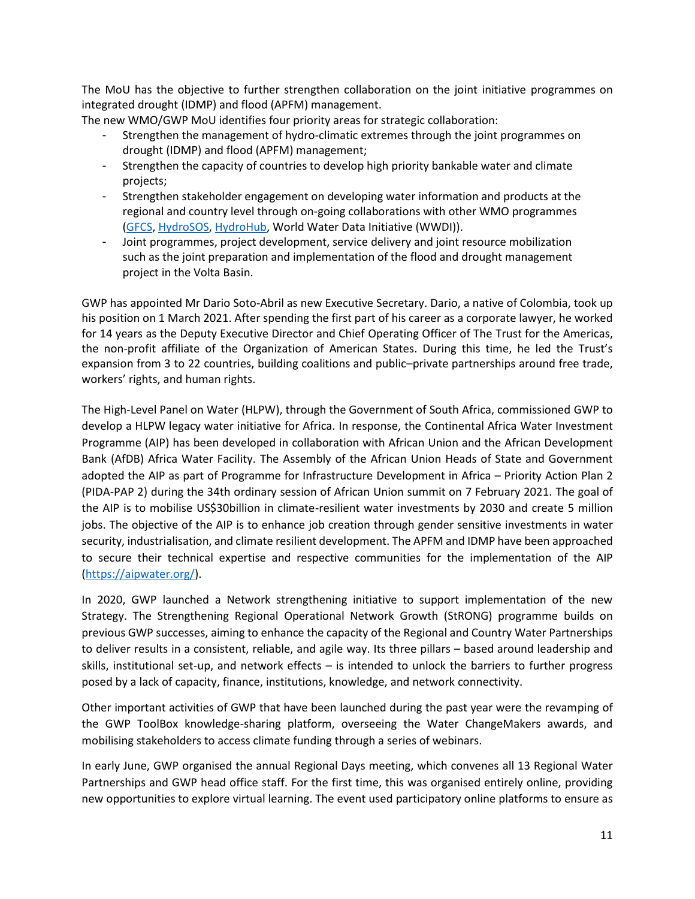The MoU has the objective to further strengthen collaboration on the joint initiative programmes on integrated drought (IDMP) and flood (APFM) management.

The new WMO/GWP MoU identifies four priority areas for strategic collaboration:

- Strengthen the management of hydro-climatic extremes through the joint programmes on drought (IDMP) and flood (APFM) management;
- Strengthen the capacity of countries to develop high priority bankable water and climate projects;
- Strengthen stakeholder engagement on developing water information and products at the regional and country level through on-going collaborations with other WMO programmes (GFCS, HydroSOS, HydroHub, World Water Data Initiative (WWDI)).
- Joint programmes, project development, service delivery and joint resource mobilization such as the joint preparation and implementation of the flood and drought management project in the Volta Basin.

GWP has appointed Mr Dario Soto-Abril as new Executive Secretary. Dario, a native of Colombia, took up his position on 1 March 2021. After spending the first part of his career as a corporate lawyer, he worked for 14 years as the Deputy Executive Director and Chief Operating Officer of The Trust for the Americas, the non-profit affiliate of the Organization of American States. During this time, he led the Trust's expansion from 3 to 22 countries, building coalitions and public–private partnerships around free trade, workers' rights, and human rights.

The High-Level Panel on Water (HLPW), through the Government of South Africa, commissioned GWP to develop a HLPW legacy water initiative for Africa. In response, the Continental Africa Water Investment Programme (AIP) has been developed in collaboration with African Union and the African Development Bank (AfDB) Africa Water Facility. The Assembly of the African Union Heads of State and Government adopted the AIP as part of Programme for Infrastructure Development in Africa – Priority Action Plan 2 (PIDA-PAP 2) during the 34th ordinary session of African Union summit on 7 February 2021. The goal of the AIP is to mobilise US$30billion in climate-resilient water investments by 2030 and create 5 million jobs. The objective of the AIP is to enhance job creation through gender sensitive investments in water security, industrialisation, and climate resilient development. The APFM and IDMP have been approached to secure their technical expertise and respective communities for the implementation of the AIP (https://aipwater.org/).

In 2020, GWP launched a Network strengthening initiative to support implementation of the new Strategy. The Strengthening Regional Operational Network Growth (StRONG) programme builds on previous GWP successes, aiming to enhance the capacity of the Regional and Country Water Partnerships to deliver results in a consistent, reliable, and agile way. Its three pillars – based around leadership and skills, institutional set-up, and network effects – is intended to unlock the barriers to further progress posed by a lack of capacity, finance, institutions, knowledge, and network connectivity.

Other important activities of GWP that have been launched during the past year were the revamping of the GWP ToolBox knowledge-sharing platform, overseeing the Water ChangeMakers awards, and mobilising stakeholders to access climate funding through a series of webinars.

In early June, GWP organised the annual Regional Days meeting, which convenes all 13 Regional Water Partnerships and GWP head office staff. For the first time, this was organised entirely online, providing new opportunities to explore virtual learning. The event used participatory online platforms to ensure as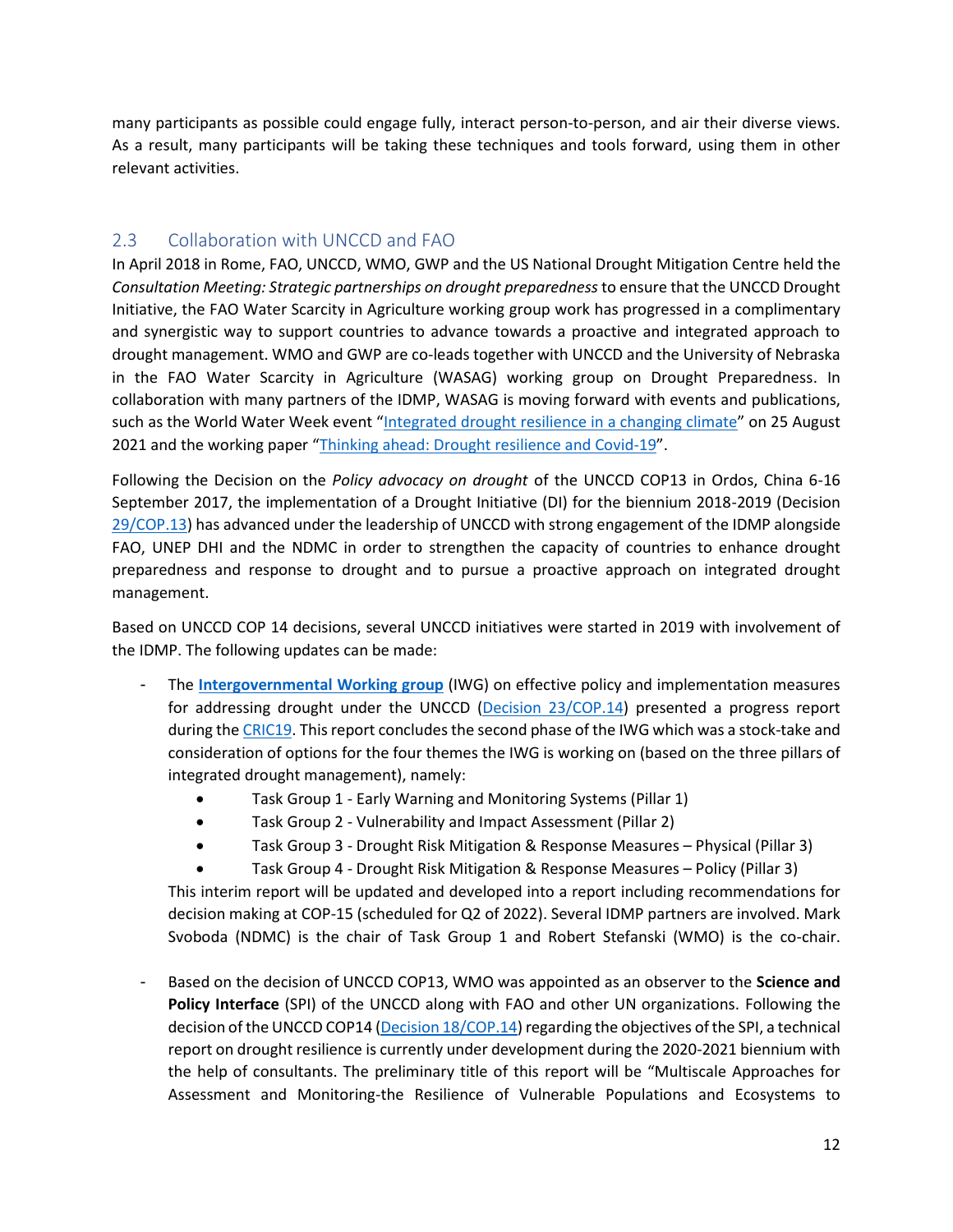many participants as possible could engage fully, interact person-to-person, and air their diverse views. As a result, many participants will be taking these techniques and tools forward, using them in other relevant activities.

## 2.3 Collaboration with UNCCD and FAO

In April 2018 in Rome, FAO, UNCCD, WMO, GWP and the US National Drought Mitigation Centre held the *Consultation Meeting: Strategic partnerships on drought preparedness* to ensure that the UNCCD Drought Initiative, the FAO Water Scarcity in Agriculture working group work has progressed in a complimentary and synergistic way to support countries to advance towards a proactive and integrated approach to drought management. WMO and GWP are co-leads together with UNCCD and the University of Nebraska in the FAO Water Scarcity in Agriculture (WASAG) working group on Drought Preparedness. In collaboration with many partners of the IDMP, WASAG is moving forward with events and publications, such as the World Water Week event "Integrated drought resilience in a changing climate" on 25 August 2021 and the working paper "Thinking ahead: Drought resilience and Covid-19".

Following the Decision on the *Policy advocacy on drought* of the UNCCD COP13 in Ordos, China 6-16 September 2017, the implementation of a Drought Initiative (DI) for the biennium 2018-2019 (Decision 29/COP.13) has advanced under the leadership of UNCCD with strong engagement of the IDMP alongside FAO, UNEP DHI and the NDMC in order to strengthen the capacity of countries to enhance drought preparedness and response to drought and to pursue a proactive approach on integrated drought management.

Based on UNCCD COP 14 decisions, several UNCCD initiatives were started in 2019 with involvement of the IDMP. The following updates can be made:

- The **Intergovernmental Working group** (IWG) on effective policy and implementation measures for addressing drought under the UNCCD (Decision 23/COP.14) presented a progress report during the CRIC19. This report concludes the second phase of the IWG which was a stock-take and consideration of options for the four themes the IWG is working on (based on the three pillars of integrated drought management), namely:
    - Task Group 1 - Early Warning and Monitoring Systems (Pillar 1)
    - Task Group 2 - Vulnerability and Impact Assessment (Pillar 2)
    - Task Group 3 - Drought Risk Mitigation & Response Measures – Physical (Pillar 3)
    - Task Group 4 - Drought Risk Mitigation & Response Measures – Policy (Pillar 3)

  This interim report will be updated and developed into a report including recommendations for decision making at COP-15 (scheduled for Q2 of 2022). Several IDMP partners are involved. Mark Svoboda (NDMC) is the chair of Task Group 1 and Robert Stefanski (WMO) is the co-chair.

- Based on the decision of UNCCD COP13, WMO was appointed as an observer to the **Science and Policy Interface** (SPI) of the UNCCD along with FAO and other UN organizations. Following the decision of the UNCCD COP14 (Decision 18/COP.14) regarding the objectives of the SPI, a technical report on drought resilience is currently under development during the 2020-2021 biennium with the help of consultants. The preliminary title of this report will be "Multiscale Approaches for Assessment and Monitoring-the Resilience of Vulnerable Populations and Ecosystems to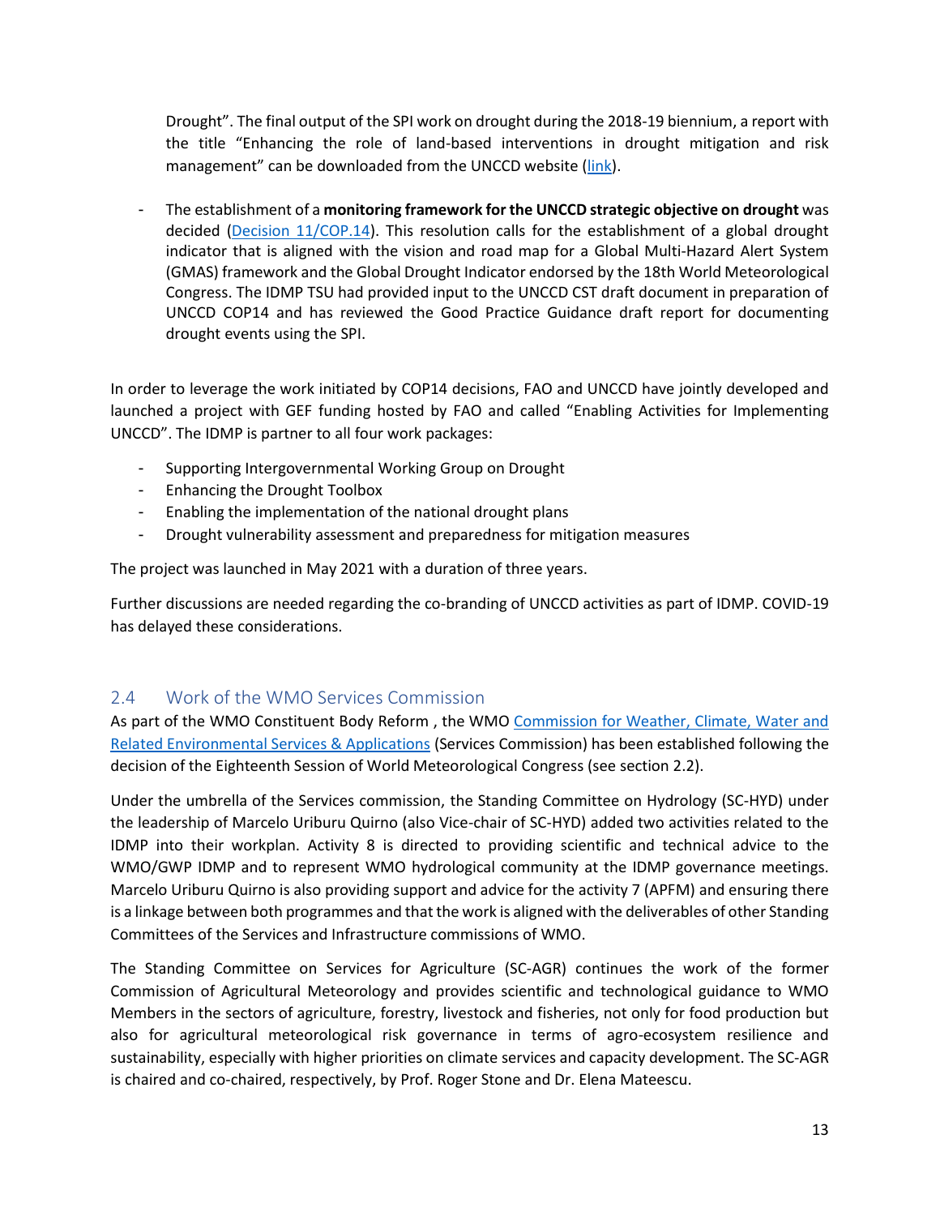Drought". The final output of the SPI work on drought during the 2018-19 biennium, a report with the title "Enhancing the role of land-based interventions in drought mitigation and risk management" can be downloaded from the UNCCD website (link).

- The establishment of a **monitoring framework for the UNCCD strategic objective on drought** was decided (Decision 11/COP.14). This resolution calls for the establishment of a global drought indicator that is aligned with the vision and road map for a Global Multi-Hazard Alert System (GMAS) framework and the Global Drought Indicator endorsed by the 18th World Meteorological Congress. The IDMP TSU had provided input to the UNCCD CST draft document in preparation of UNCCD COP14 and has reviewed the Good Practice Guidance draft report for documenting drought events using the SPI.

In order to leverage the work initiated by COP14 decisions, FAO and UNCCD have jointly developed and launched a project with GEF funding hosted by FAO and called "Enabling Activities for Implementing UNCCD". The IDMP is partner to all four work packages:

- Supporting Intergovernmental Working Group on Drought
- Enhancing the Drought Toolbox
- Enabling the implementation of the national drought plans
- Drought vulnerability assessment and preparedness for mitigation measures

The project was launched in May 2021 with a duration of three years.

Further discussions are needed regarding the co-branding of UNCCD activities as part of IDMP. COVID-19 has delayed these considerations.

## 2.4 Work of the WMO Services Commission

As part of the WMO Constituent Body Reform , the WMO Commission for Weather, Climate, Water and Related Environmental Services & Applications (Services Commission) has been established following the decision of the Eighteenth Session of World Meteorological Congress (see section 2.2).

Under the umbrella of the Services commission, the Standing Committee on Hydrology (SC-HYD) under the leadership of Marcelo Uriburu Quirno (also Vice-chair of SC-HYD) added two activities related to the IDMP into their workplan. Activity 8 is directed to providing scientific and technical advice to the WMO/GWP IDMP and to represent WMO hydrological community at the IDMP governance meetings. Marcelo Uriburu Quirno is also providing support and advice for the activity 7 (APFM) and ensuring there is a linkage between both programmes and that the work is aligned with the deliverables of other Standing Committees of the Services and Infrastructure commissions of WMO.

The Standing Committee on Services for Agriculture (SC-AGR) continues the work of the former Commission of Agricultural Meteorology and provides scientific and technological guidance to WMO Members in the sectors of agriculture, forestry, livestock and fisheries, not only for food production but also for agricultural meteorological risk governance in terms of agro-ecosystem resilience and sustainability, especially with higher priorities on climate services and capacity development. The SC-AGR is chaired and co-chaired, respectively, by Prof. Roger Stone and Dr. Elena Mateescu.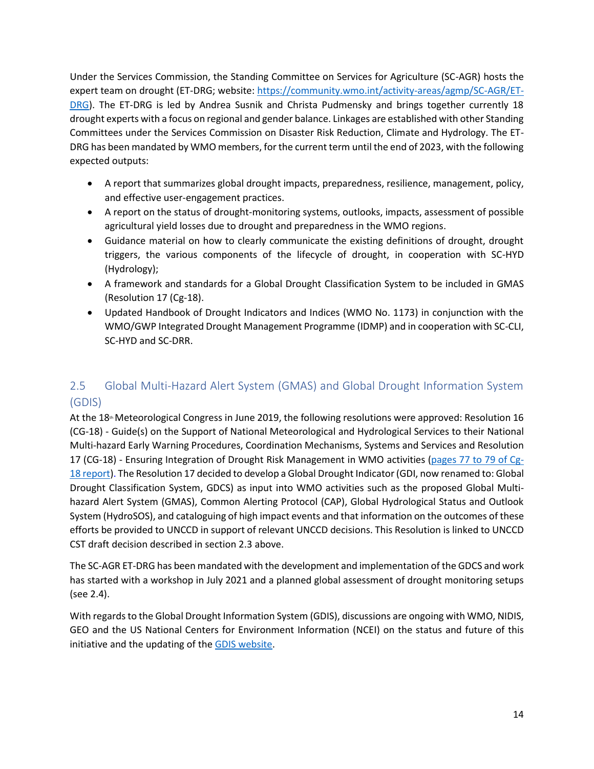Under the Services Commission, the Standing Committee on Services for Agriculture (SC-AGR) hosts the expert team on drought (ET-DRG; website: [https://community.wmo.int/activity-areas/agmp/SC-AGR/ET-DRG](https://community.wmo.int/activity-areas/agmp/SC-AGR/ET-DRG)). The ET-DRG is led by Andrea Susnik and Christa Pudmensky and brings together currently 18 drought experts with a focus on regional and gender balance. Linkages are established with other Standing Committees under the Services Commission on Disaster Risk Reduction, Climate and Hydrology. The ET-DRG has been mandated by WMO members, for the current term until the end of 2023, with the following expected outputs:

- A report that summarizes global drought impacts, preparedness, resilience, management, policy, and effective user-engagement practices.
- A report on the status of drought-monitoring systems, outlooks, impacts, assessment of possible agricultural yield losses due to drought and preparedness in the WMO regions.
- Guidance material on how to clearly communicate the existing definitions of drought, drought triggers, the various components of the lifecycle of drought, in cooperation with SC-HYD (Hydrology);
- A framework and standards for a Global Drought Classification System to be included in GMAS (Resolution 17 (Cg-18).
- Updated Handbook of Drought Indicators and Indices (WMO No. 1173) in conjunction with the WMO/GWP Integrated Drought Management Programme (IDMP) and in cooperation with SC-CLI, SC-HYD and SC-DRR.

## 2.5 Global Multi-Hazard Alert System (GMAS) and Global Drought Information System (GDIS)

At the 18th Meteorological Congress in June 2019, the following resolutions were approved: Resolution 16 (CG-18) - Guide(s) on the Support of National Meteorological and Hydrological Services to their National Multi-hazard Early Warning Procedures, Coordination Mechanisms, Systems and Services and Resolution 17 (CG-18) - Ensuring Integration of Drought Risk Management in WMO activities (pages 77 to 79 of Cg-18 report). The Resolution 17 decided to develop a Global Drought Indicator (GDI, now renamed to: Global Drought Classification System, GDCS) as input into WMO activities such as the proposed Global Multi-hazard Alert System (GMAS), Common Alerting Protocol (CAP), Global Hydrological Status and Outlook System (HydroSOS), and cataloguing of high impact events and that information on the outcomes of these efforts be provided to UNCCD in support of relevant UNCCD decisions. This Resolution is linked to UNCCD CST draft decision described in section 2.3 above.

The SC-AGR ET-DRG has been mandated with the development and implementation of the GDCS and work has started with a workshop in July 2021 and a planned global assessment of drought monitoring setups (see 2.4).

With regards to the Global Drought Information System (GDIS), discussions are ongoing with WMO, NIDIS, GEO and the US National Centers for Environment Information (NCEI) on the status and future of this initiative and the updating of the GDIS website.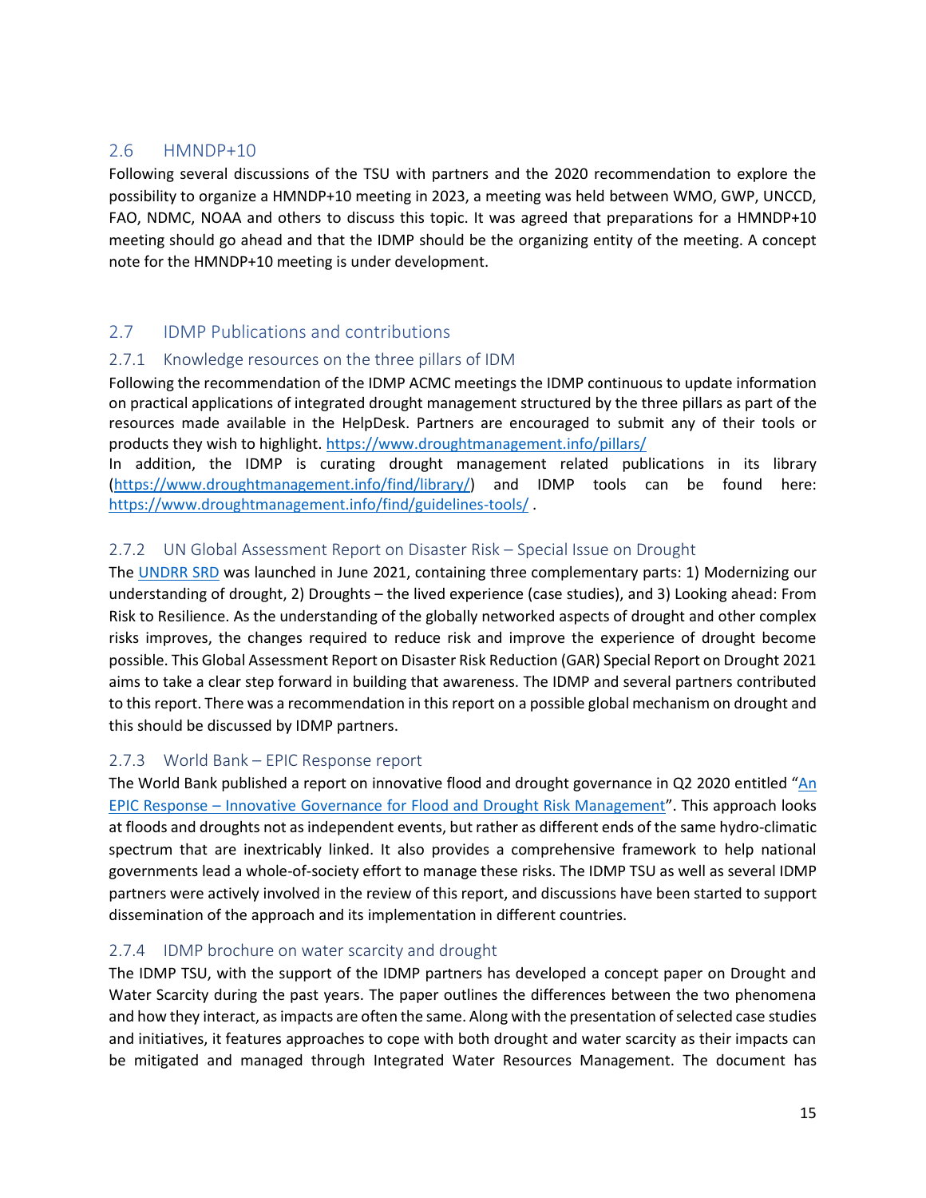## 2.6 HMNDP+10

Following several discussions of the TSU with partners and the 2020 recommendation to explore the possibility to organize a HMNDP+10 meeting in 2023, a meeting was held between WMO, GWP, UNCCD, FAO, NDMC, NOAA and others to discuss this topic. It was agreed that preparations for a HMNDP+10 meeting should go ahead and that the IDMP should be the organizing entity of the meeting. A concept note for the HMNDP+10 meeting is under development.

## 2.7 IDMP Publications and contributions

### 2.7.1 Knowledge resources on the three pillars of IDM

Following the recommendation of the IDMP ACMC meetings the IDMP continuous to update information on practical applications of integrated drought management structured by the three pillars as part of the resources made available in the HelpDesk. Partners are encouraged to submit any of their tools or products they wish to highlight. https://www.droughtmanagement.info/pillars/

In addition, the IDMP is curating drought management related publications in its library (https://www.droughtmanagement.info/find/library/) and IDMP tools can be found here: https://www.droughtmanagement.info/find/guidelines-tools/ .

### 2.7.2 UN Global Assessment Report on Disaster Risk – Special Issue on Drought

The UNDRR SRD was launched in June 2021, containing three complementary parts: 1) Modernizing our understanding of drought, 2) Droughts – the lived experience (case studies), and 3) Looking ahead: From Risk to Resilience. As the understanding of the globally networked aspects of drought and other complex risks improves, the changes required to reduce risk and improve the experience of drought become possible. This Global Assessment Report on Disaster Risk Reduction (GAR) Special Report on Drought 2021 aims to take a clear step forward in building that awareness. The IDMP and several partners contributed to this report. There was a recommendation in this report on a possible global mechanism on drought and this should be discussed by IDMP partners.

### 2.7.3 World Bank – EPIC Response report

The World Bank published a report on innovative flood and drought governance in Q2 2020 entitled "An EPIC Response – Innovative Governance for Flood and Drought Risk Management". This approach looks at floods and droughts not as independent events, but rather as different ends of the same hydro-climatic spectrum that are inextricably linked. It also provides a comprehensive framework to help national governments lead a whole-of-society effort to manage these risks. The IDMP TSU as well as several IDMP partners were actively involved in the review of this report, and discussions have been started to support dissemination of the approach and its implementation in different countries.

### 2.7.4 IDMP brochure on water scarcity and drought

The IDMP TSU, with the support of the IDMP partners has developed a concept paper on Drought and Water Scarcity during the past years. The paper outlines the differences between the two phenomena and how they interact, as impacts are often the same. Along with the presentation of selected case studies and initiatives, it features approaches to cope with both drought and water scarcity as their impacts can be mitigated and managed through Integrated Water Resources Management. The document has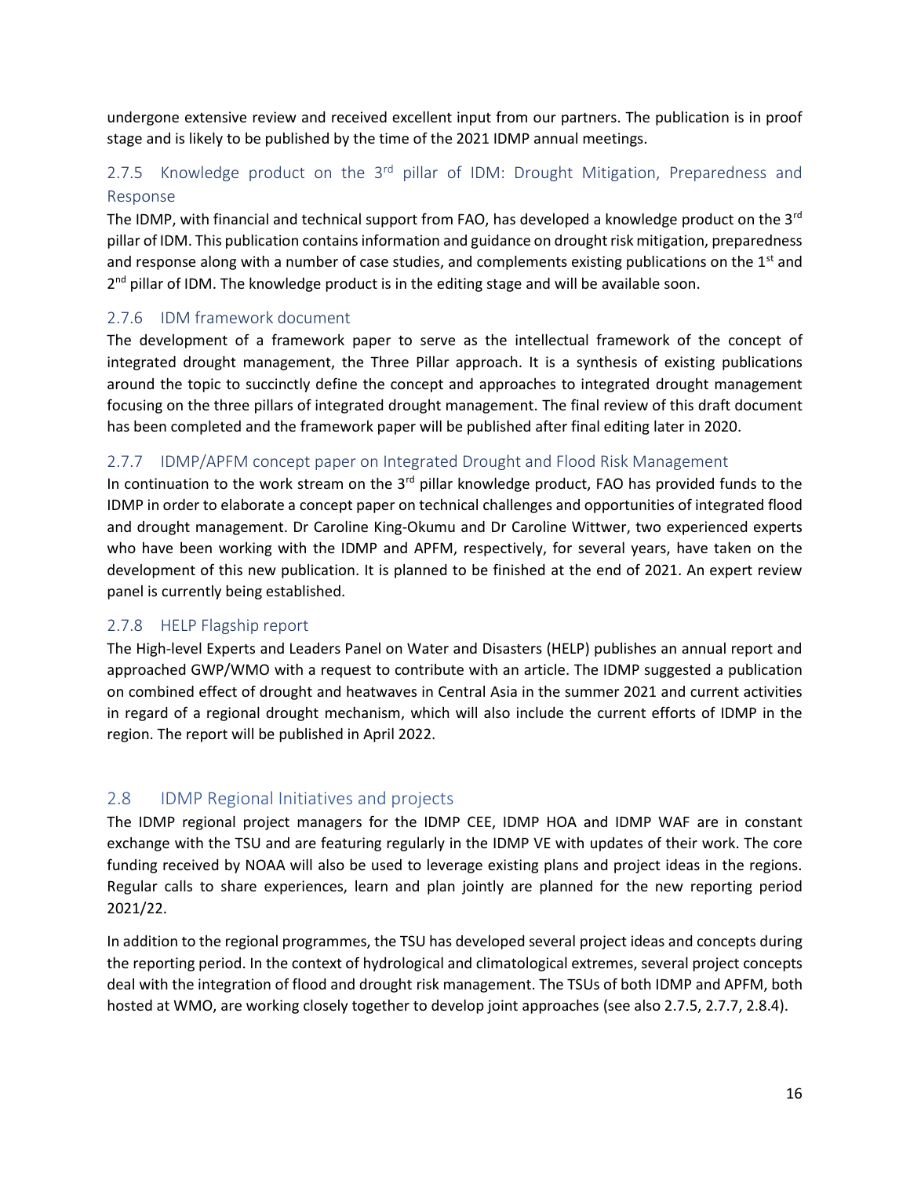undergone extensive review and received excellent input from our partners. The publication is in proof stage and is likely to be published by the time of the 2021 IDMP annual meetings.

### 2.7.5 Knowledge product on the 3rd pillar of IDM: Drought Mitigation, Preparedness and Response

The IDMP, with financial and technical support from FAO, has developed a knowledge product on the 3rd pillar of IDM. This publication contains information and guidance on drought risk mitigation, preparedness and response along with a number of case studies, and complements existing publications on the 1st and 2nd pillar of IDM. The knowledge product is in the editing stage and will be available soon.

### 2.7.6 IDM framework document

The development of a framework paper to serve as the intellectual framework of the concept of integrated drought management, the Three Pillar approach. It is a synthesis of existing publications around the topic to succinctly define the concept and approaches to integrated drought management focusing on the three pillars of integrated drought management. The final review of this draft document has been completed and the framework paper will be published after final editing later in 2020.

### 2.7.7 IDMP/APFM concept paper on Integrated Drought and Flood Risk Management

In continuation to the work stream on the 3rd pillar knowledge product, FAO has provided funds to the IDMP in order to elaborate a concept paper on technical challenges and opportunities of integrated flood and drought management. Dr Caroline King-Okumu and Dr Caroline Wittwer, two experienced experts who have been working with the IDMP and APFM, respectively, for several years, have taken on the development of this new publication. It is planned to be finished at the end of 2021. An expert review panel is currently being established.

### 2.7.8 HELP Flagship report

The High-level Experts and Leaders Panel on Water and Disasters (HELP) publishes an annual report and approached GWP/WMO with a request to contribute with an article. The IDMP suggested a publication on combined effect of drought and heatwaves in Central Asia in the summer 2021 and current activities in regard of a regional drought mechanism, which will also include the current efforts of IDMP in the region. The report will be published in April 2022.

## 2.8 IDMP Regional Initiatives and projects

The IDMP regional project managers for the IDMP CEE, IDMP HOA and IDMP WAF are in constant exchange with the TSU and are featuring regularly in the IDMP VE with updates of their work. The core funding received by NOAA will also be used to leverage existing plans and project ideas in the regions. Regular calls to share experiences, learn and plan jointly are planned for the new reporting period 2021/22.

In addition to the regional programmes, the TSU has developed several project ideas and concepts during the reporting period. In the context of hydrological and climatological extremes, several project concepts deal with the integration of flood and drought risk management. The TSUs of both IDMP and APFM, both hosted at WMO, are working closely together to develop joint approaches (see also 2.7.5, 2.7.7, 2.8.4).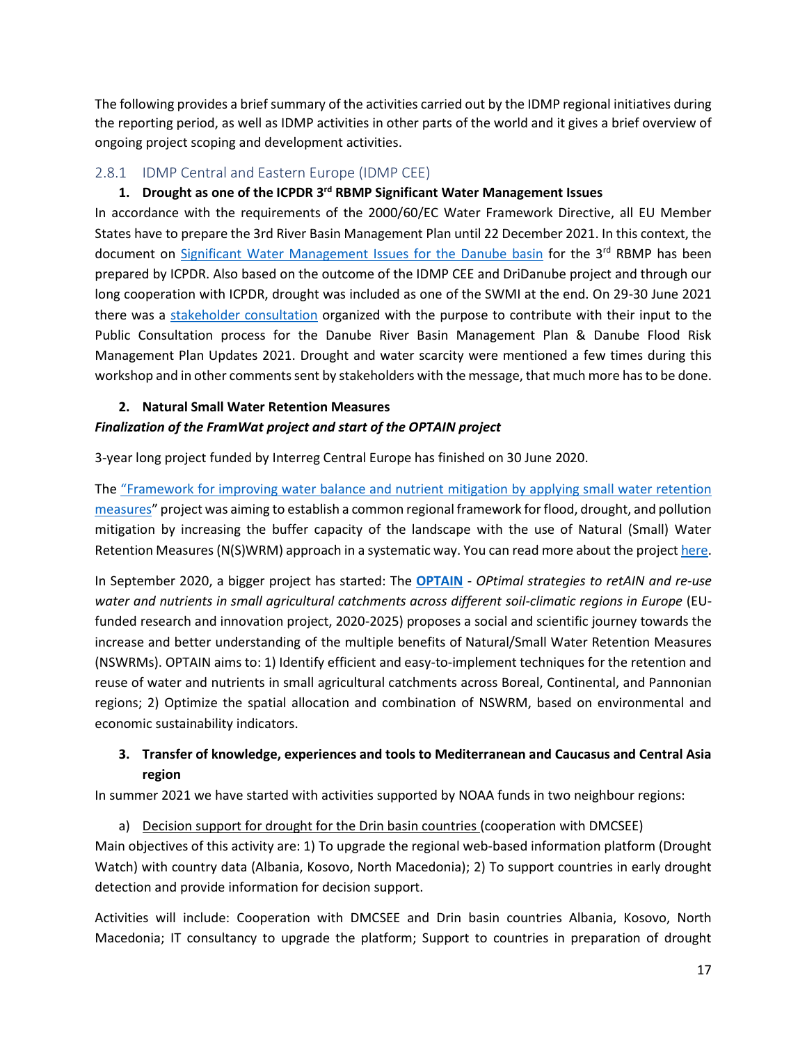The following provides a brief summary of the activities carried out by the IDMP regional initiatives during the reporting period, as well as IDMP activities in other parts of the world and it gives a brief overview of ongoing project scoping and development activities.

### 2.8.1 IDMP Central and Eastern Europe (IDMP CEE)

**1. Drought as one of the ICPDR 3rd RBMP Significant Water Management Issues**

In accordance with the requirements of the 2000/60/EC Water Framework Directive, all EU Member States have to prepare the 3rd River Basin Management Plan until 22 December 2021. In this context, the document on Significant Water Management Issues for the Danube basin for the 3rd RBMP has been prepared by ICPDR. Also based on the outcome of the IDMP CEE and DriDanube project and through our long cooperation with ICPDR, drought was included as one of the SWMI at the end. On 29-30 June 2021 there was a stakeholder consultation organized with the purpose to contribute with their input to the Public Consultation process for the Danube River Basin Management Plan & Danube Flood Risk Management Plan Updates 2021. Drought and water scarcity were mentioned a few times during this workshop and in other comments sent by stakeholders with the message, that much more has to be done.

**2. Natural Small Water Retention Measures**

***Finalization of the FramWat project and start of the OPTAIN project***

3-year long project funded by Interreg Central Europe has finished on 30 June 2020.

The "Framework for improving water balance and nutrient mitigation by applying small water retention measures" project was aiming to establish a common regional framework for flood, drought, and pollution mitigation by increasing the buffer capacity of the landscape with the use of Natural (Small) Water Retention Measures (N(S)WRM) approach in a systematic way. You can read more about the project here.

In September 2020, a bigger project has started: The **OPTAIN** - *OPtimal strategies to retAIN and re-use water and nutrients in small agricultural catchments across different soil-climatic regions in Europe* (EU-funded research and innovation project, 2020-2025) proposes a social and scientific journey towards the increase and better understanding of the multiple benefits of Natural/Small Water Retention Measures (NSWRMs). OPTAIN aims to: 1) Identify efficient and easy-to-implement techniques for the retention and reuse of water and nutrients in small agricultural catchments across Boreal, Continental, and Pannonian regions; 2) Optimize the spatial allocation and combination of NSWRM, based on environmental and economic sustainability indicators.

**3. Transfer of knowledge, experiences and tools to Mediterranean and Caucasus and Central Asia region**

In summer 2021 we have started with activities supported by NOAA funds in two neighbour regions:

a) Decision support for drought for the Drin basin countries (cooperation with DMCSEE)

Main objectives of this activity are: 1) To upgrade the regional web-based information platform (Drought Watch) with country data (Albania, Kosovo, North Macedonia); 2) To support countries in early drought detection and provide information for decision support.

Activities will include: Cooperation with DMCSEE and Drin basin countries Albania, Kosovo, North Macedonia; IT consultancy to upgrade the platform; Support to countries in preparation of drought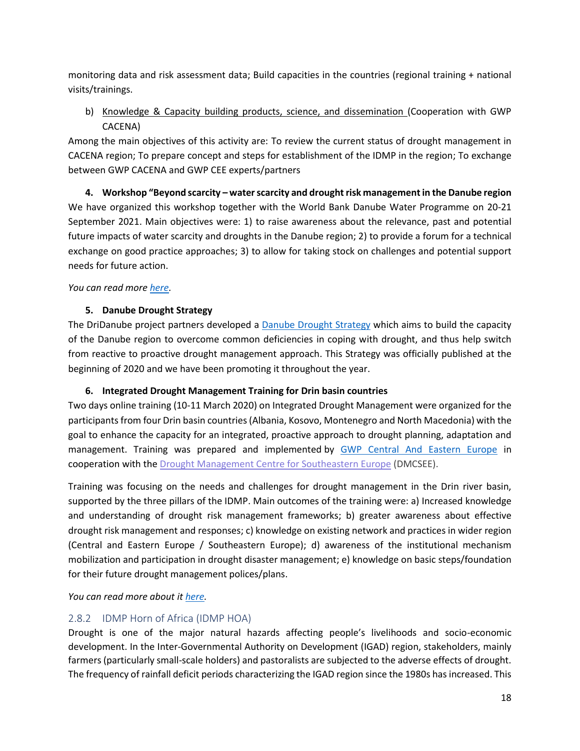monitoring data and risk assessment data; Build capacities in the countries (regional training + national visits/trainings.

b) Knowledge & Capacity building products, science, and dissemination (Cooperation with GWP CACENA)

Among the main objectives of this activity are: To review the current status of drought management in CACENA region; To prepare concept and steps for establishment of the IDMP in the region; To exchange between GWP CACENA and GWP CEE experts/partners

**4. Workshop "Beyond scarcity – water scarcity and drought risk management in the Danube region**

We have organized this workshop together with the World Bank Danube Water Programme on 20-21 September 2021. Main objectives were: 1) to raise awareness about the relevance, past and potential future impacts of water scarcity and droughts in the Danube region; 2) to provide a forum for a technical exchange on good practice approaches; 3) to allow for taking stock on challenges and potential support needs for future action.

*You can read more here.*

**5. Danube Drought Strategy**

The DriDanube project partners developed a Danube Drought Strategy which aims to build the capacity of the Danube region to overcome common deficiencies in coping with drought, and thus help switch from reactive to proactive drought management approach. This Strategy was officially published at the beginning of 2020 and we have been promoting it throughout the year.

**6. Integrated Drought Management Training for Drin basin countries**

Two days online training (10-11 March 2020) on Integrated Drought Management were organized for the participants from four Drin basin countries (Albania, Kosovo, Montenegro and North Macedonia) with the goal to enhance the capacity for an integrated, proactive approach to drought planning, adaptation and management. Training was prepared and implemented by GWP Central And Eastern Europe in cooperation with the Drought Management Centre for Southeastern Europe (DMCSEE).

Training was focusing on the needs and challenges for drought management in the Drin river basin, supported by the three pillars of the IDMP. Main outcomes of the training were: a) Increased knowledge and understanding of drought risk management frameworks; b) greater awareness about effective drought risk management and responses; c) knowledge on existing network and practices in wider region (Central and Eastern Europe / Southeastern Europe); d) awareness of the institutional mechanism mobilization and participation in drought disaster management; e) knowledge on basic steps/foundation for their future drought management polices/plans.

*You can read more about it here.*

### 2.8.2 IDMP Horn of Africa (IDMP HOA)

Drought is one of the major natural hazards affecting people's livelihoods and socio-economic development. In the Inter-Governmental Authority on Development (IGAD) region, stakeholders, mainly farmers (particularly small-scale holders) and pastoralists are subjected to the adverse effects of drought. The frequency of rainfall deficit periods characterizing the IGAD region since the 1980s has increased. This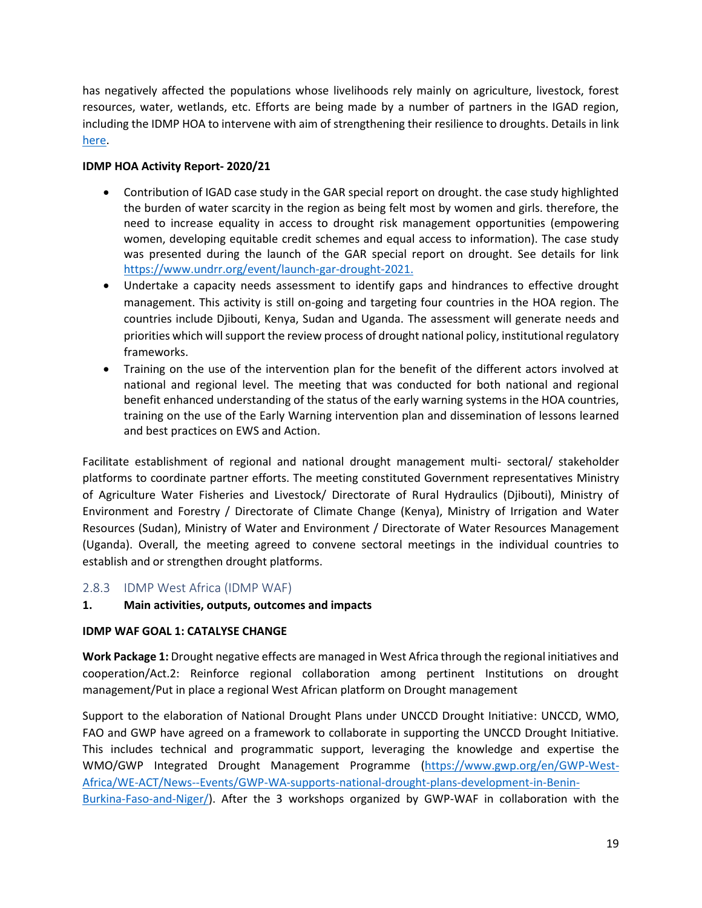has negatively affected the populations whose livelihoods rely mainly on agriculture, livestock, forest resources, water, wetlands, etc. Efforts are being made by a number of partners in the IGAD region, including the IDMP HOA to intervene with aim of strengthening their resilience to droughts. Details in link [here](here).

**IDMP HOA Activity Report- 2020/21**

- Contribution of IGAD case study in the GAR special report on drought. the case study highlighted the burden of water scarcity in the region as being felt most by women and girls. therefore, the need to increase equality in access to drought risk management opportunities (empowering women, developing equitable credit schemes and equal access to information). The case study was presented during the launch of the GAR special report on drought. See details for link https://www.undrr.org/event/launch-gar-drought-2021.
- Undertake a capacity needs assessment to identify gaps and hindrances to effective drought management. This activity is still on-going and targeting four countries in the HOA region. The countries include Djibouti, Kenya, Sudan and Uganda. The assessment will generate needs and priorities which will support the review process of drought national policy, institutional regulatory frameworks.
- Training on the use of the intervention plan for the benefit of the different actors involved at national and regional level. The meeting that was conducted for both national and regional benefit enhanced understanding of the status of the early warning systems in the HOA countries, training on the use of the Early Warning intervention plan and dissemination of lessons learned and best practices on EWS and Action.

Facilitate establishment of regional and national drought management multi- sectoral/ stakeholder platforms to coordinate partner efforts. The meeting constituted Government representatives Ministry of Agriculture Water Fisheries and Livestock/ Directorate of Rural Hydraulics (Djibouti), Ministry of Environment and Forestry / Directorate of Climate Change (Kenya), Ministry of Irrigation and Water Resources (Sudan), Ministry of Water and Environment / Directorate of Water Resources Management (Uganda). Overall, the meeting agreed to convene sectoral meetings in the individual countries to establish and or strengthen drought platforms.

### 2.8.3 IDMP West Africa (IDMP WAF)

**1. Main activities, outputs, outcomes and impacts**

**IDMP WAF GOAL 1: CATALYSE CHANGE**

**Work Package 1:** Drought negative effects are managed in West Africa through the regional initiatives and cooperation/Act.2: Reinforce regional collaboration among pertinent Institutions on drought management/Put in place a regional West African platform on Drought management

Support to the elaboration of National Drought Plans under UNCCD Drought Initiative: UNCCD, WMO, FAO and GWP have agreed on a framework to collaborate in supporting the UNCCD Drought Initiative. This includes technical and programmatic support, leveraging the knowledge and expertise the WMO/GWP Integrated Drought Management Programme (https://www.gwp.org/en/GWP-West-Africa/WE-ACT/News--Events/GWP-WA-supports-national-drought-plans-development-in-Benin-Burkina-Faso-and-Niger/). After the 3 workshops organized by GWP-WAF in collaboration with the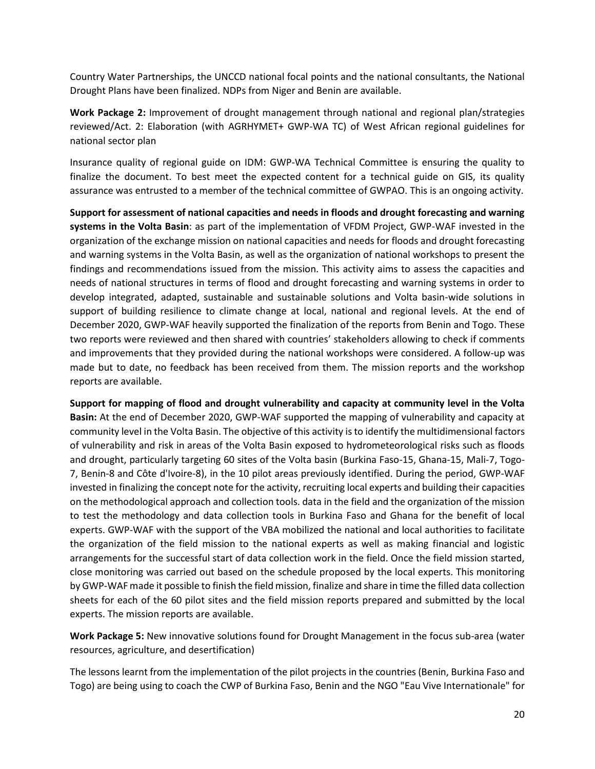Country Water Partnerships, the UNCCD national focal points and the national consultants, the National Drought Plans have been finalized. NDPs from Niger and Benin are available.

**Work Package 2:** Improvement of drought management through national and regional plan/strategies reviewed/Act. 2: Elaboration (with AGRHYMET+ GWP-WA TC) of West African regional guidelines for national sector plan

Insurance quality of regional guide on IDM: GWP-WA Technical Committee is ensuring the quality to finalize the document. To best meet the expected content for a technical guide on GIS, its quality assurance was entrusted to a member of the technical committee of GWPAO. This is an ongoing activity.

**Support for assessment of national capacities and needs in floods and drought forecasting and warning systems in the Volta Basin**: as part of the implementation of VFDM Project, GWP-WAF invested in the organization of the exchange mission on national capacities and needs for floods and drought forecasting and warning systems in the Volta Basin, as well as the organization of national workshops to present the findings and recommendations issued from the mission. This activity aims to assess the capacities and needs of national structures in terms of flood and drought forecasting and warning systems in order to develop integrated, adapted, sustainable and sustainable solutions and Volta basin-wide solutions in support of building resilience to climate change at local, national and regional levels. At the end of December 2020, GWP-WAF heavily supported the finalization of the reports from Benin and Togo. These two reports were reviewed and then shared with countries' stakeholders allowing to check if comments and improvements that they provided during the national workshops were considered. A follow-up was made but to date, no feedback has been received from them. The mission reports and the workshop reports are available.

**Support for mapping of flood and drought vulnerability and capacity at community level in the Volta Basin:** At the end of December 2020, GWP-WAF supported the mapping of vulnerability and capacity at community level in the Volta Basin. The objective of this activity is to identify the multidimensional factors of vulnerability and risk in areas of the Volta Basin exposed to hydrometeorological risks such as floods and drought, particularly targeting 60 sites of the Volta basin (Burkina Faso-15, Ghana-15, Mali-7, Togo-7, Benin-8 and Côte d'Ivoire-8), in the 10 pilot areas previously identified. During the period, GWP-WAF invested in finalizing the concept note for the activity, recruiting local experts and building their capacities on the methodological approach and collection tools. data in the field and the organization of the mission to test the methodology and data collection tools in Burkina Faso and Ghana for the benefit of local experts. GWP-WAF with the support of the VBA mobilized the national and local authorities to facilitate the organization of the field mission to the national experts as well as making financial and logistic arrangements for the successful start of data collection work in the field. Once the field mission started, close monitoring was carried out based on the schedule proposed by the local experts. This monitoring by GWP-WAF made it possible to finish the field mission, finalize and share in time the filled data collection sheets for each of the 60 pilot sites and the field mission reports prepared and submitted by the local experts. The mission reports are available.

**Work Package 5:** New innovative solutions found for Drought Management in the focus sub-area (water resources, agriculture, and desertification)

The lessons learnt from the implementation of the pilot projects in the countries (Benin, Burkina Faso and Togo) are being using to coach the CWP of Burkina Faso, Benin and the NGO "Eau Vive Internationale" for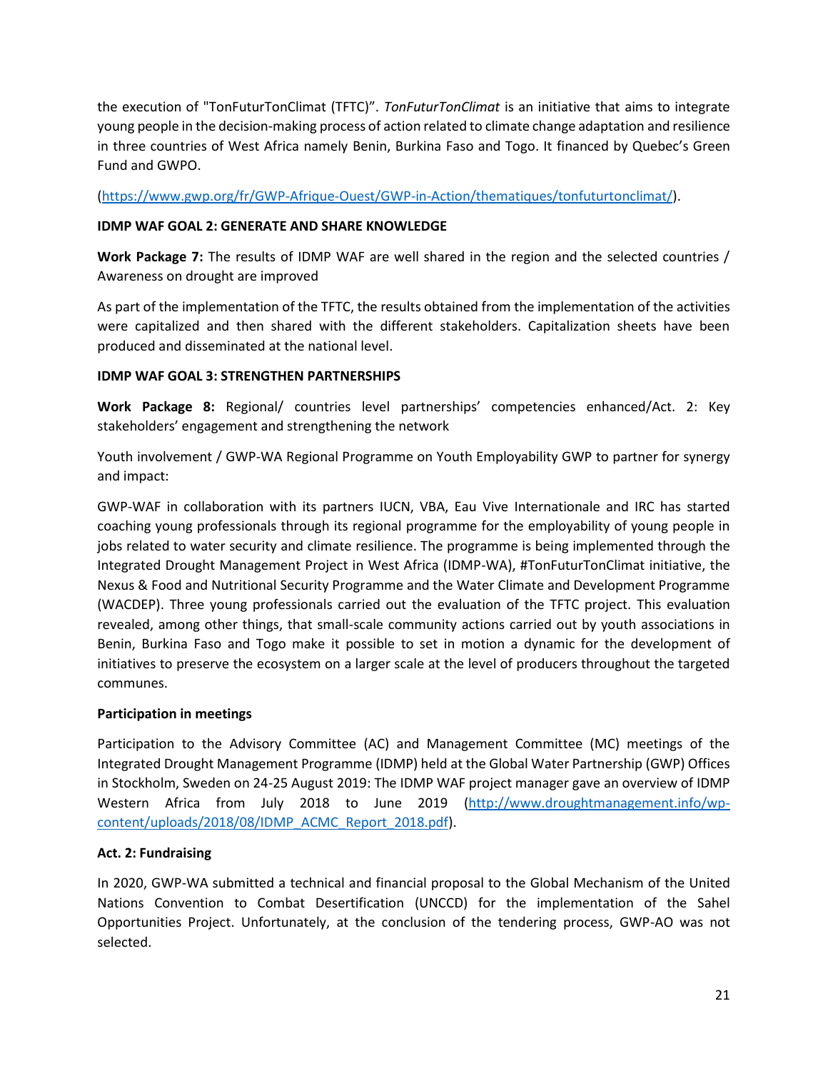the execution of "TonFuturTonClimat (TFTC)". *TonFuturTonClimat* is an initiative that aims to integrate young people in the decision-making process of action related to climate change adaptation and resilience in three countries of West Africa namely Benin, Burkina Faso and Togo. It financed by Quebec's Green Fund and GWPO.

(https://www.gwp.org/fr/GWP-Afrique-Ouest/GWP-in-Action/thematiques/tonfuturtonclimat/).

**IDMP WAF GOAL 2: GENERATE AND SHARE KNOWLEDGE**

**Work Package 7:** The results of IDMP WAF are well shared in the region and the selected countries / Awareness on drought are improved

As part of the implementation of the TFTC, the results obtained from the implementation of the activities were capitalized and then shared with the different stakeholders. Capitalization sheets have been produced and disseminated at the national level.

**IDMP WAF GOAL 3: STRENGTHEN PARTNERSHIPS**

**Work Package 8:** Regional/ countries level partnerships' competencies enhanced/Act. 2: Key stakeholders' engagement and strengthening the network

Youth involvement / GWP-WA Regional Programme on Youth Employability GWP to partner for synergy and impact:

GWP-WAF in collaboration with its partners IUCN, VBA, Eau Vive Internationale and IRC has started coaching young professionals through its regional programme for the employability of young people in jobs related to water security and climate resilience. The programme is being implemented through the Integrated Drought Management Project in West Africa (IDMP-WA), #TonFuturTonClimat initiative, the Nexus & Food and Nutritional Security Programme and the Water Climate and Development Programme (WACDEP). Three young professionals carried out the evaluation of the TFTC project. This evaluation revealed, among other things, that small-scale community actions carried out by youth associations in Benin, Burkina Faso and Togo make it possible to set in motion a dynamic for the development of initiatives to preserve the ecosystem on a larger scale at the level of producers throughout the targeted communes.

**Participation in meetings**

Participation to the Advisory Committee (AC) and Management Committee (MC) meetings of the Integrated Drought Management Programme (IDMP) held at the Global Water Partnership (GWP) Offices in Stockholm, Sweden on 24-25 August 2019: The IDMP WAF project manager gave an overview of IDMP Western Africa from July 2018 to June 2019 (http://www.droughtmanagement.info/wp-content/uploads/2018/08/IDMP_ACMC_Report_2018.pdf).

**Act. 2: Fundraising**

In 2020, GWP-WA submitted a technical and financial proposal to the Global Mechanism of the United Nations Convention to Combat Desertification (UNCCD) for the implementation of the Sahel Opportunities Project. Unfortunately, at the conclusion of the tendering process, GWP-AO was not selected.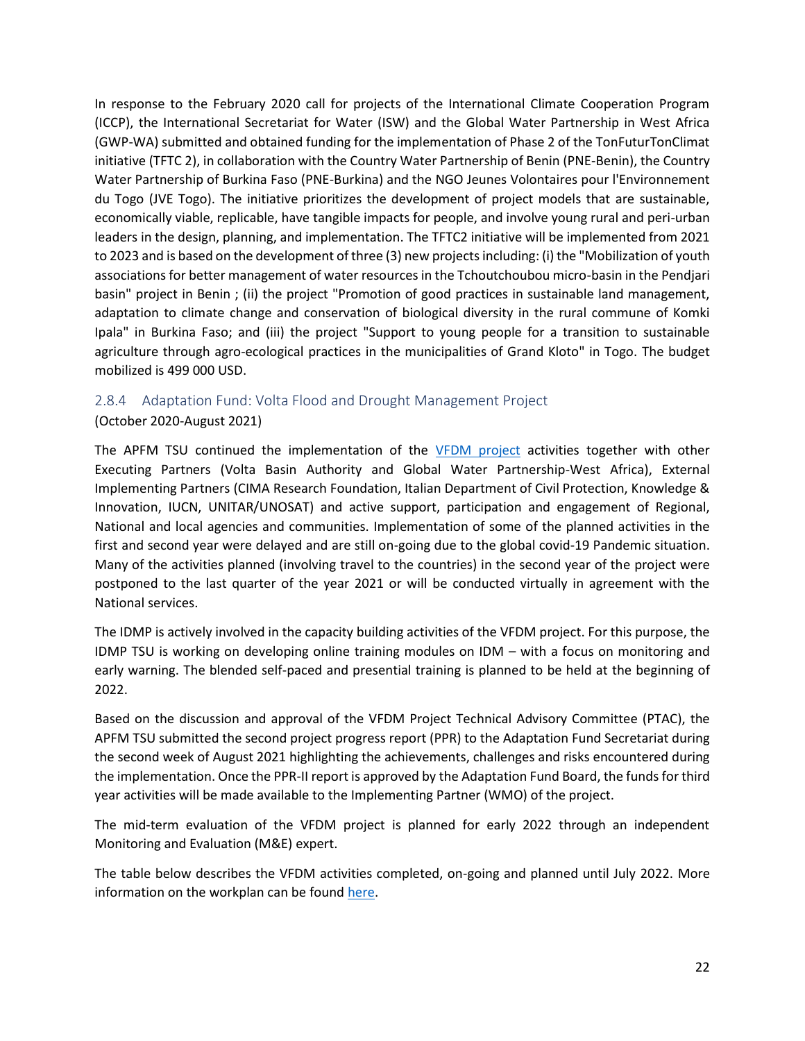In response to the February 2020 call for projects of the International Climate Cooperation Program (ICCP), the International Secretariat for Water (ISW) and the Global Water Partnership in West Africa (GWP-WA) submitted and obtained funding for the implementation of Phase 2 of the TonFuturTonClimat initiative (TFTC 2), in collaboration with the Country Water Partnership of Benin (PNE-Benin), the Country Water Partnership of Burkina Faso (PNE-Burkina) and the NGO Jeunes Volontaires pour l'Environnement du Togo (JVE Togo). The initiative prioritizes the development of project models that are sustainable, economically viable, replicable, have tangible impacts for people, and involve young rural and peri-urban leaders in the design, planning, and implementation. The TFTC2 initiative will be implemented from 2021 to 2023 and is based on the development of three (3) new projects including: (i) the "Mobilization of youth associations for better management of water resources in the Tchoutchoubou micro-basin in the Pendjari basin" project in Benin ; (ii) the project "Promotion of good practices in sustainable land management, adaptation to climate change and conservation of biological diversity in the rural commune of Komki Ipala" in Burkina Faso; and (iii) the project "Support to young people for a transition to sustainable agriculture through agro-ecological practices in the municipalities of Grand Kloto" in Togo. The budget mobilized is 499 000 USD.

### 2.8.4 Adaptation Fund: Volta Flood and Drought Management Project

(October 2020-August 2021)

The APFM TSU continued the implementation of the VFDM project activities together with other Executing Partners (Volta Basin Authority and Global Water Partnership-West Africa), External Implementing Partners (CIMA Research Foundation, Italian Department of Civil Protection, Knowledge & Innovation, IUCN, UNITAR/UNOSAT) and active support, participation and engagement of Regional, National and local agencies and communities. Implementation of some of the planned activities in the first and second year were delayed and are still on-going due to the global covid-19 Pandemic situation. Many of the activities planned (involving travel to the countries) in the second year of the project were postponed to the last quarter of the year 2021 or will be conducted virtually in agreement with the National services.

The IDMP is actively involved in the capacity building activities of the VFDM project. For this purpose, the IDMP TSU is working on developing online training modules on IDM – with a focus on monitoring and early warning. The blended self-paced and presential training is planned to be held at the beginning of 2022.

Based on the discussion and approval of the VFDM Project Technical Advisory Committee (PTAC), the APFM TSU submitted the second project progress report (PPR) to the Adaptation Fund Secretariat during the second week of August 2021 highlighting the achievements, challenges and risks encountered during the implementation. Once the PPR-II report is approved by the Adaptation Fund Board, the funds for third year activities will be made available to the Implementing Partner (WMO) of the project.

The mid-term evaluation of the VFDM project is planned for early 2022 through an independent Monitoring and Evaluation (M&E) expert.

The table below describes the VFDM activities completed, on-going and planned until July 2022. More information on the workplan can be found here.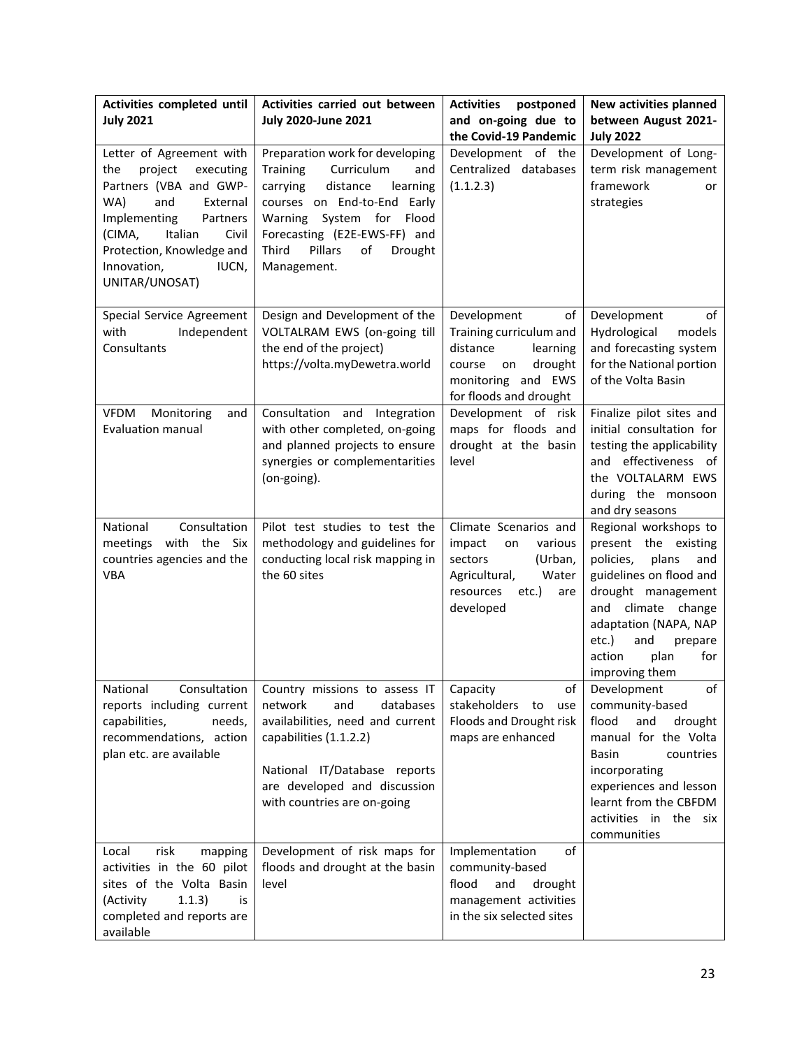| Activities completed until July 2021 | Activities carried out between July 2020-June 2021 | Activities postponed and on-going due to the Covid-19 Pandemic | New activities planned between August 2021-July 2022 |
|---|---|---|---|
| Letter of Agreement with the project executing Partners (VBA and GWP-WA) and External Implementing Partners (CIMA, Italian Civil Protection, Knowledge and Innovation, IUCN, UNITAR/UNOSAT) | Preparation work for developing Training Curriculum and carrying distance learning courses on End-to-End Early Warning System for Flood Forecasting (E2E-EWS-FF) and Third Pillars of Drought Management. | Development of the Centralized databases (1.1.2.3) | Development of Long-term risk management framework or strategies |
| Special Service Agreement with Independent Consultants | Design and Development of the VOLTALRAM EWS (on-going till the end of the project) https://volta.myDewetra.world | Development of Training curriculum and distance learning course on drought monitoring and EWS for floods and drought | Development of Hydrological models and forecasting system for the National portion of the Volta Basin |
| VFDM Monitoring and Evaluation manual | Consultation and Integration with other completed, on-going and planned projects to ensure synergies or complementarities (on-going). | Development of risk maps for floods and drought at the basin level | Finalize pilot sites and initial consultation for testing the applicability and effectiveness of the VOLTALARM EWS during the monsoon and dry seasons |
| National Consultation meetings with the Six countries agencies and the VBA | Pilot test studies to test the methodology and guidelines for conducting local risk mapping in the 60 sites | Climate Scenarios and impact on various sectors (Urban, Agricultural, Water resources etc.) are developed | Regional workshops to present the existing policies, plans and guidelines on flood and drought management and climate change adaptation (NAPA, NAP etc.) and prepare action plan for improving them |
| National Consultation reports including current capabilities, needs, recommendations, action plan etc. are available | Country missions to assess IT network and databases availabilities, need and current capabilities (1.1.2.2)<br><br>National IT/Database reports are developed and discussion with countries are on-going | Capacity of stakeholders to use Floods and Drought risk maps are enhanced | Development of community-based flood and drought manual for the Volta Basin countries incorporating experiences and lesson learnt from the CBFDM activities in the six communities |
| Local risk mapping activities in the 60 pilot sites of the Volta Basin (Activity 1.1.3) is completed and reports are available | Development of risk maps for floods and drought at the basin level | Implementation of community-based flood and drought management activities in the six selected sites | |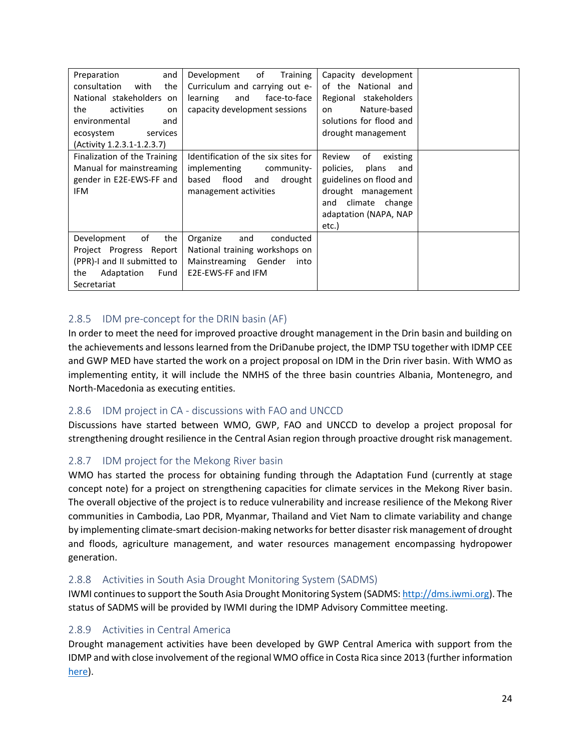| | | | |
|---|---|---|---|
| Preparation and consultation with the National stakeholders on the activities on environmental and ecosystem services (Activity 1.2.3.1-1.2.3.7) | Development of Training Curriculum and carrying out e-learning and face-to-face capacity development sessions | Capacity development of the National and Regional stakeholders on Nature-based solutions for flood and drought management | |
| Finalization of the Training Manual for mainstreaming gender in E2E-EWS-FF and IFM | Identification of the six sites for implementing community-based flood and drought management activities | Review of existing policies, plans and guidelines on flood and drought management and climate change adaptation (NAPA, NAP etc.) | |
| Development of the Project Progress Report (PPR)-I and II submitted to the Adaptation Fund Secretariat | Organize and conducted National training workshops on Mainstreaming Gender into E2E-EWS-FF and IFM | | |

### 2.8.5 IDM pre-concept for the DRIN basin (AF)

In order to meet the need for improved proactive drought management in the Drin basin and building on the achievements and lessons learned from the DriDanube project, the IDMP TSU together with IDMP CEE and GWP MED have started the work on a project proposal on IDM in the Drin river basin. With WMO as implementing entity, it will include the NMHS of the three basin countries Albania, Montenegro, and North-Macedonia as executing entities.

### 2.8.6 IDM project in CA - discussions with FAO and UNCCD

Discussions have started between WMO, GWP, FAO and UNCCD to develop a project proposal for strengthening drought resilience in the Central Asian region through proactive drought risk management.

### 2.8.7 IDM project for the Mekong River basin

WMO has started the process for obtaining funding through the Adaptation Fund (currently at stage concept note) for a project on strengthening capacities for climate services in the Mekong River basin. The overall objective of the project is to reduce vulnerability and increase resilience of the Mekong River communities in Cambodia, Lao PDR, Myanmar, Thailand and Viet Nam to climate variability and change by implementing climate-smart decision-making networks for better disaster risk management of drought and floods, agriculture management, and water resources management encompassing hydropower generation.

### 2.8.8 Activities in South Asia Drought Monitoring System (SADMS)

IWMI continues to support the South Asia Drought Monitoring System (SADMS: http://dms.iwmi.org). The status of SADMS will be provided by IWMI during the IDMP Advisory Committee meeting.

### 2.8.9 Activities in Central America

Drought management activities have been developed by GWP Central America with support from the IDMP and with close involvement of the regional WMO office in Costa Rica since 2013 (further information here).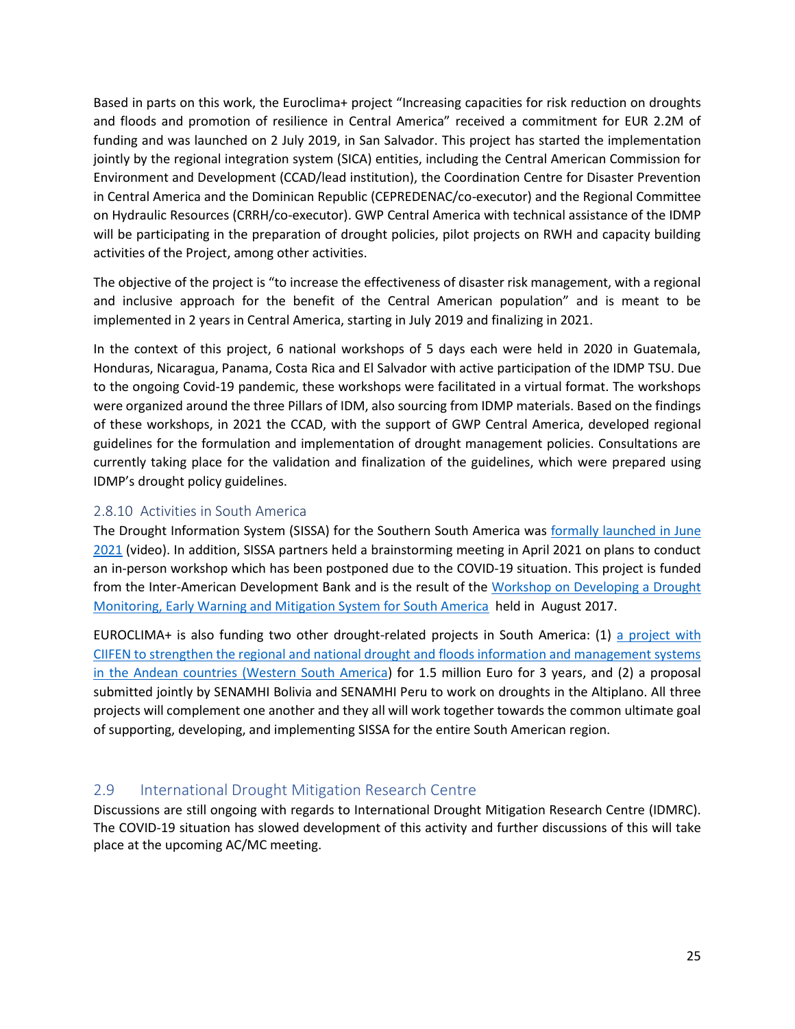Based in parts on this work, the Euroclima+ project "Increasing capacities for risk reduction on droughts and floods and promotion of resilience in Central America" received a commitment for EUR 2.2M of funding and was launched on 2 July 2019, in San Salvador. This project has started the implementation jointly by the regional integration system (SICA) entities, including the Central American Commission for Environment and Development (CCAD/lead institution), the Coordination Centre for Disaster Prevention in Central America and the Dominican Republic (CEPREDENAC/co-executor) and the Regional Committee on Hydraulic Resources (CRRH/co-executor). GWP Central America with technical assistance of the IDMP will be participating in the preparation of drought policies, pilot projects on RWH and capacity building activities of the Project, among other activities.

The objective of the project is "to increase the effectiveness of disaster risk management, with a regional and inclusive approach for the benefit of the Central American population" and is meant to be implemented in 2 years in Central America, starting in July 2019 and finalizing in 2021.

In the context of this project, 6 national workshops of 5 days each were held in 2020 in Guatemala, Honduras, Nicaragua, Panama, Costa Rica and El Salvador with active participation of the IDMP TSU. Due to the ongoing Covid-19 pandemic, these workshops were facilitated in a virtual format. The workshops were organized around the three Pillars of IDM, also sourcing from IDMP materials. Based on the findings of these workshops, in 2021 the CCAD, with the support of GWP Central America, developed regional guidelines for the formulation and implementation of drought management policies. Consultations are currently taking place for the validation and finalization of the guidelines, which were prepared using IDMP's drought policy guidelines.

### 2.8.10 Activities in South America

The Drought Information System (SISSA) for the Southern South America was formally launched in June 2021 (video). In addition, SISSA partners held a brainstorming meeting in April 2021 on plans to conduct an in-person workshop which has been postponed due to the COVID-19 situation. This project is funded from the Inter-American Development Bank and is the result of the Workshop on Developing a Drought Monitoring, Early Warning and Mitigation System for South America held in August 2017.

EUROCLIMA+ is also funding two other drought-related projects in South America: (1) a project with CIIFEN to strengthen the regional and national drought and floods information and management systems in the Andean countries (Western South America) for 1.5 million Euro for 3 years, and (2) a proposal submitted jointly by SENAMHI Bolivia and SENAMHI Peru to work on droughts in the Altiplano. All three projects will complement one another and they all will work together towards the common ultimate goal of supporting, developing, and implementing SISSA for the entire South American region.

## 2.9 International Drought Mitigation Research Centre

Discussions are still ongoing with regards to International Drought Mitigation Research Centre (IDMRC). The COVID-19 situation has slowed development of this activity and further discussions of this will take place at the upcoming AC/MC meeting.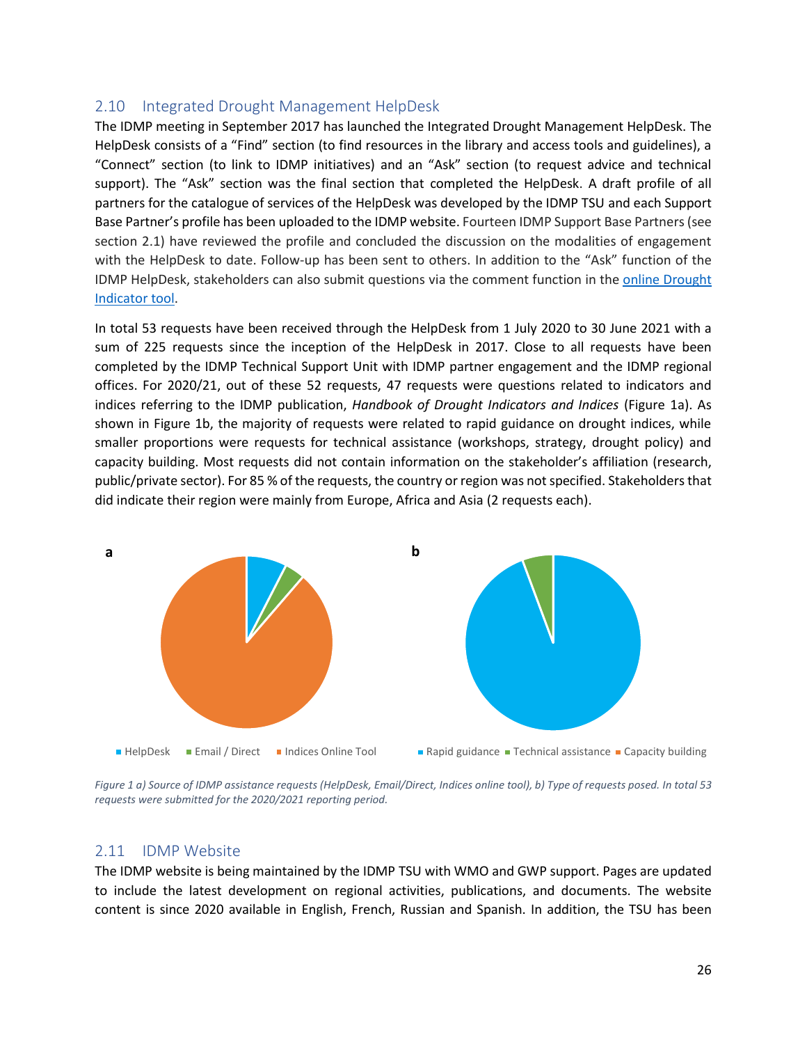## 2.10 Integrated Drought Management HelpDesk

The IDMP meeting in September 2017 has launched the Integrated Drought Management HelpDesk. The HelpDesk consists of a "Find" section (to find resources in the library and access tools and guidelines), a "Connect" section (to link to IDMP initiatives) and an "Ask" section (to request advice and technical support). The "Ask" section was the final section that completed the HelpDesk. A draft profile of all partners for the catalogue of services of the HelpDesk was developed by the IDMP TSU and each Support Base Partner's profile has been uploaded to the IDMP website. Fourteen IDMP Support Base Partners (see section 2.1) have reviewed the profile and concluded the discussion on the modalities of engagement with the HelpDesk to date. Follow-up has been sent to others. In addition to the "Ask" function of the IDMP HelpDesk, stakeholders can also submit questions via the comment function in the [online Drought Indicator tool](online Drought Indicator tool).

In total 53 requests have been received through the HelpDesk from 1 July 2020 to 30 June 2021 with a sum of 225 requests since the inception of the HelpDesk in 2017. Close to all requests have been completed by the IDMP Technical Support Unit with IDMP partner engagement and the IDMP regional offices. For 2020/21, out of these 52 requests, 47 requests were questions related to indicators and indices referring to the IDMP publication, *Handbook of Drought Indicators and Indices* (Figure 1a). As shown in Figure 1b, the majority of requests were related to rapid guidance on drought indices, while smaller proportions were requests for technical assistance (workshops, strategy, drought policy) and capacity building. Most requests did not contain information on the stakeholder's affiliation (research, public/private sector). For 85 % of the requests, the country or region was not specified. Stakeholders that did indicate their region were mainly from Europe, Africa and Asia (2 requests each).

**a** — HelpDesk, Email / Direct, Indices Online Tool

**b** — Rapid guidance, Technical assistance, Capacity building

*Figure 1 a) Source of IDMP assistance requests (HelpDesk, Email/Direct, Indices online tool), b) Type of requests posed. In total 53 requests were submitted for the 2020/2021 reporting period.*

## 2.11 IDMP Website

The IDMP website is being maintained by the IDMP TSU with WMO and GWP support. Pages are updated to include the latest development on regional activities, publications, and documents. The website content is since 2020 available in English, French, Russian and Spanish. In addition, the TSU has been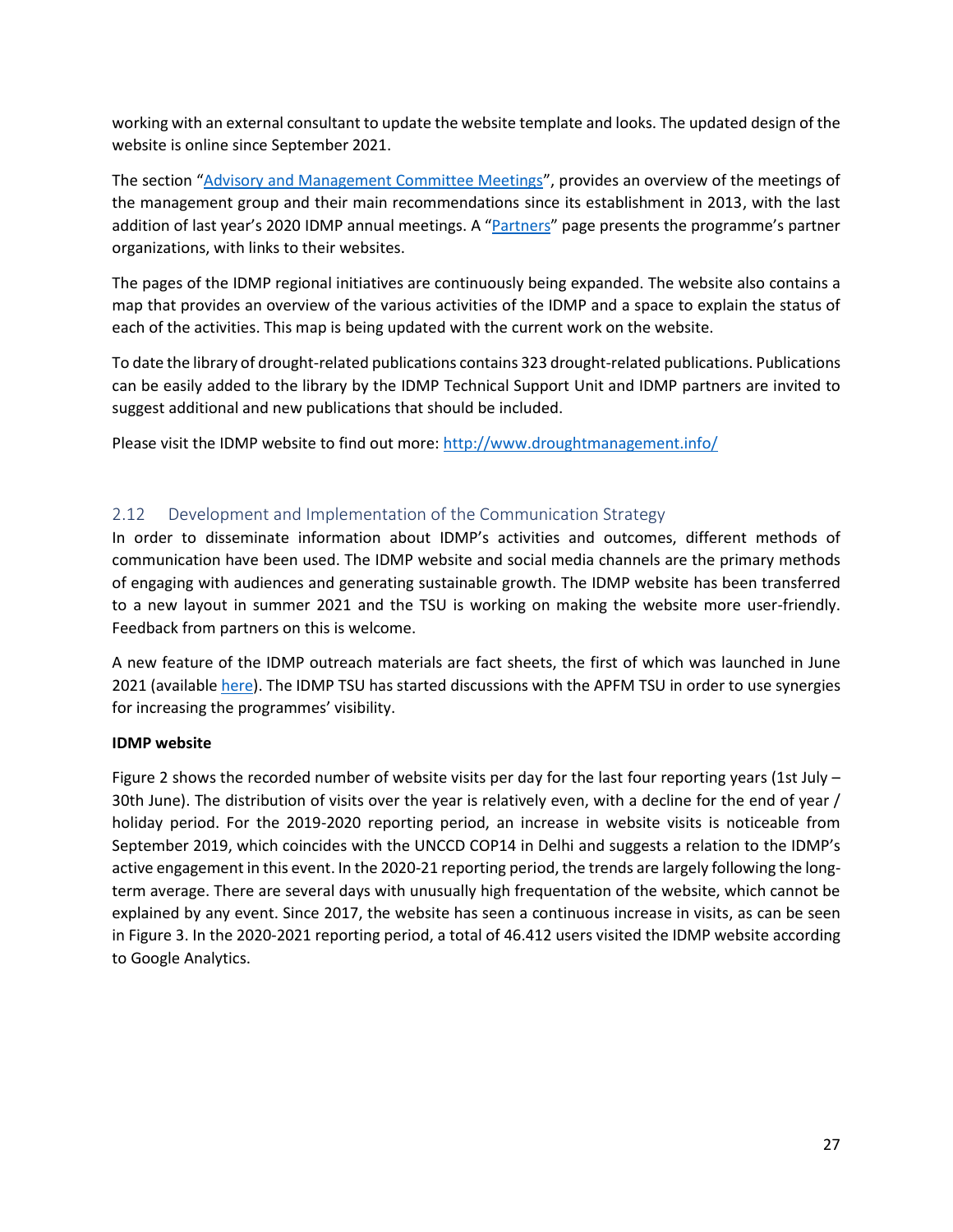working with an external consultant to update the website template and looks. The updated design of the website is online since September 2021.

The section "[Advisory and Management Committee Meetings]", provides an overview of the meetings of the management group and their main recommendations since its establishment in 2013, with the last addition of last year's 2020 IDMP annual meetings. A "[Partners]" page presents the programme's partner organizations, with links to their websites.

The pages of the IDMP regional initiatives are continuously being expanded. The website also contains a map that provides an overview of the various activities of the IDMP and a space to explain the status of each of the activities. This map is being updated with the current work on the website.

To date the library of drought-related publications contains 323 drought-related publications. Publications can be easily added to the library by the IDMP Technical Support Unit and IDMP partners are invited to suggest additional and new publications that should be included.

Please visit the IDMP website to find out more: http://www.droughtmanagement.info/

## 2.12 Development and Implementation of the Communication Strategy

In order to disseminate information about IDMP's activities and outcomes, different methods of communication have been used. The IDMP website and social media channels are the primary methods of engaging with audiences and generating sustainable growth. The IDMP website has been transferred to a new layout in summer 2021 and the TSU is working on making the website more user-friendly. Feedback from partners on this is welcome.

A new feature of the IDMP outreach materials are fact sheets, the first of which was launched in June 2021 (available here). The IDMP TSU has started discussions with the APFM TSU in order to use synergies for increasing the programmes' visibility.

**IDMP website**

Figure 2 shows the recorded number of website visits per day for the last four reporting years (1st July – 30th June). The distribution of visits over the year is relatively even, with a decline for the end of year / holiday period. For the 2019-2020 reporting period, an increase in website visits is noticeable from September 2019, which coincides with the UNCCD COP14 in Delhi and suggests a relation to the IDMP's active engagement in this event. In the 2020-21 reporting period, the trends are largely following the long-term average. There are several days with unusually high frequentation of the website, which cannot be explained by any event. Since 2017, the website has seen a continuous increase in visits, as can be seen in Figure 3. In the 2020-2021 reporting period, a total of 46.412 users visited the IDMP website according to Google Analytics.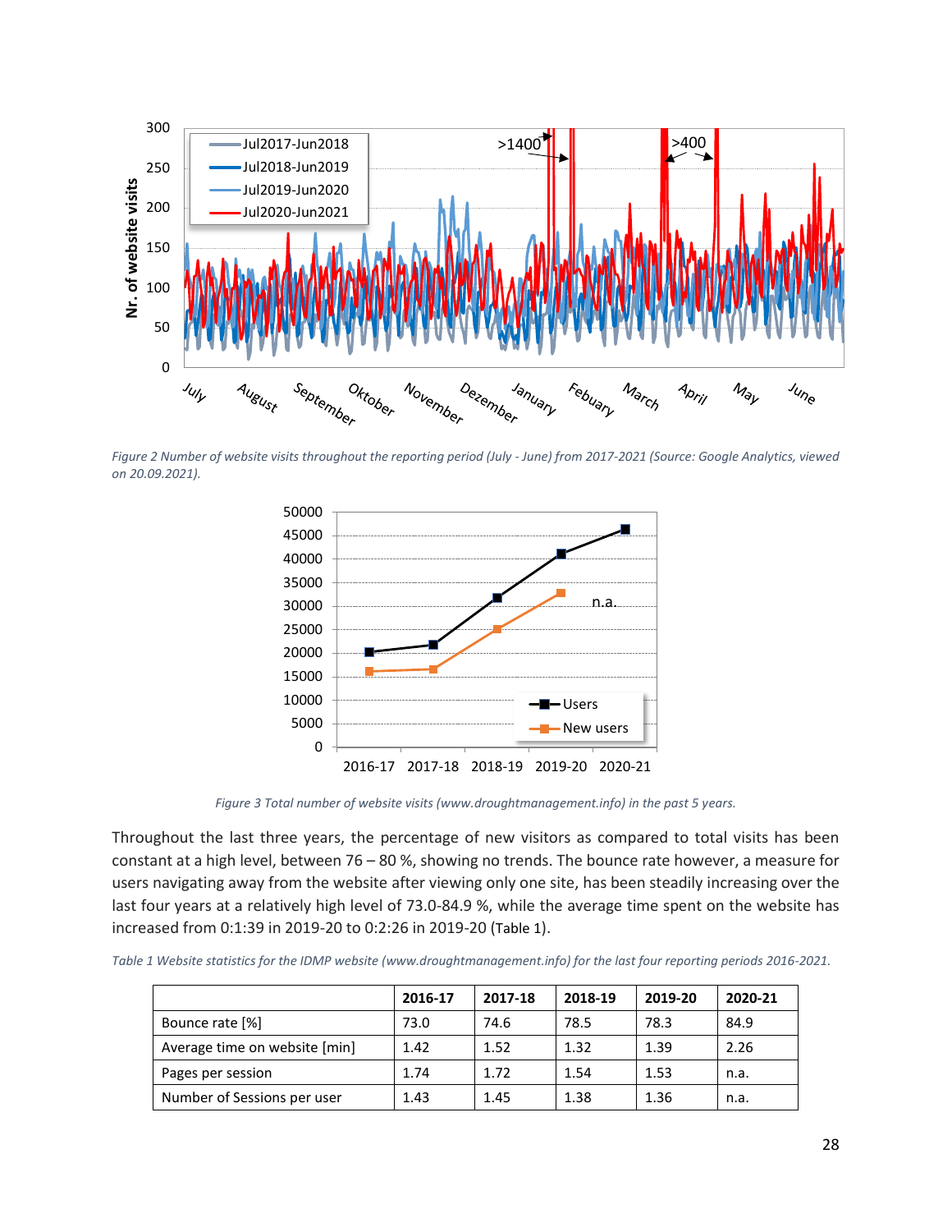*Figure 2 Number of website visits throughout the reporting period (July - June) from 2017-2021 (Source: Google Analytics, viewed on 20.09.2021).*

*Figure 3 Total number of website visits (www.droughtmanagement.info) in the past 5 years.*

Throughout the last three years, the percentage of new visitors as compared to total visits has been constant at a high level, between 76 – 80 %, showing no trends. The bounce rate however, a measure for users navigating away from the website after viewing only one site, has been steadily increasing over the last four years at a relatively high level of 73.0-84.9 %, while the average time spent on the website has increased from 0:1:39 in 2019-20 to 0:2:26 in 2019-20 (Table 1).

*Table 1 Website statistics for the IDMP website (www.droughtmanagement.info) for the last four reporting periods 2016-2021.*

| | 2016-17 | 2017-18 | 2018-19 | 2019-20 | 2020-21 |
|---|---|---|---|---|---|
| Bounce rate [%] | 73.0 | 74.6 | 78.5 | 78.3 | 84.9 |
| Average time on website [min] | 1.42 | 1.52 | 1.32 | 1.39 | 2.26 |
| Pages per session | 1.74 | 1.72 | 1.54 | 1.53 | n.a. |
| Number of Sessions per user | 1.43 | 1.45 | 1.38 | 1.36 | n.a. |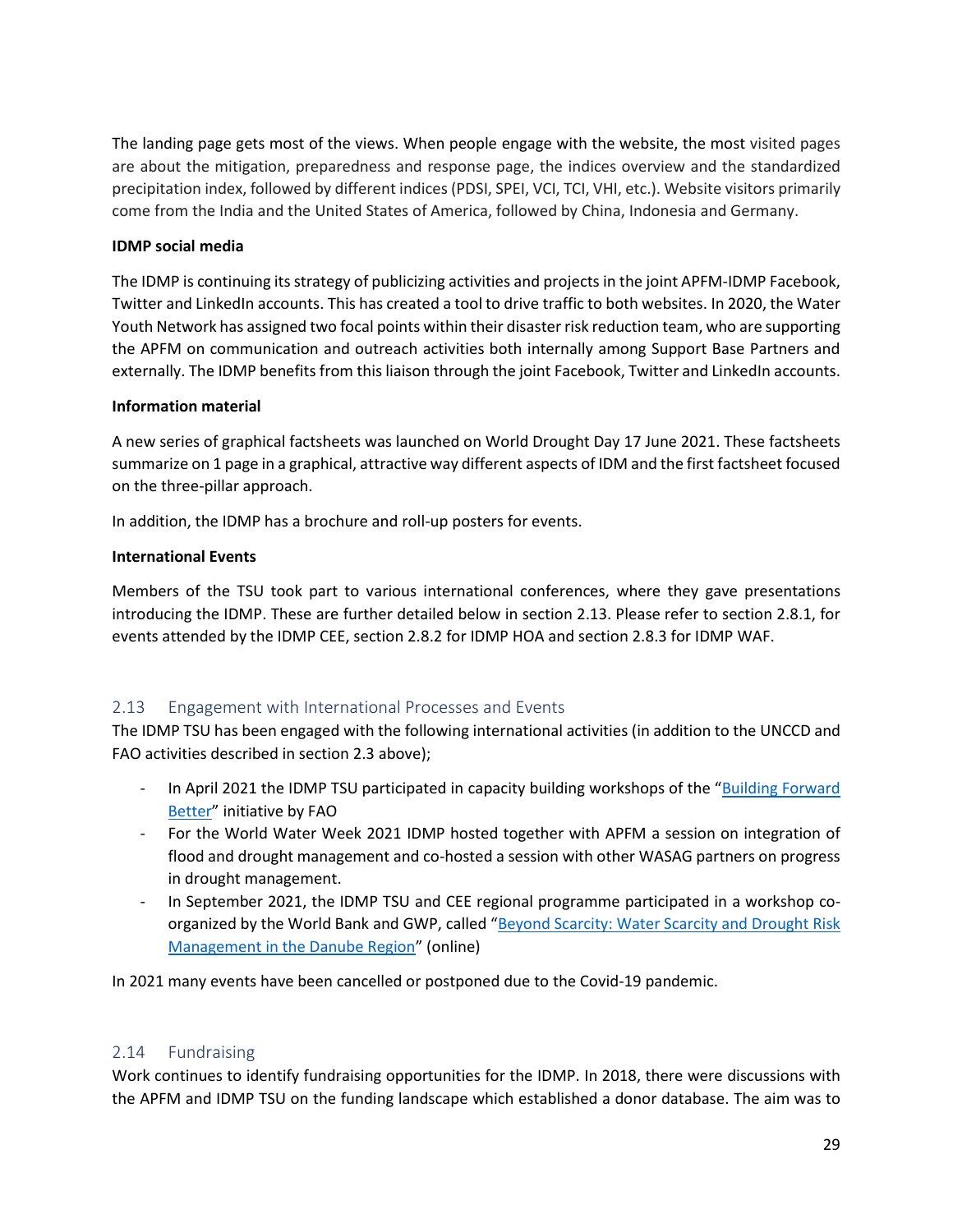The landing page gets most of the views. When people engage with the website, the most visited pages are about the mitigation, preparedness and response page, the indices overview and the standardized precipitation index, followed by different indices (PDSI, SPEI, VCI, TCI, VHI, etc.). Website visitors primarily come from the India and the United States of America, followed by China, Indonesia and Germany.

**IDMP social media**

The IDMP is continuing its strategy of publicizing activities and projects in the joint APFM-IDMP Facebook, Twitter and LinkedIn accounts. This has created a tool to drive traffic to both websites. In 2020, the Water Youth Network has assigned two focal points within their disaster risk reduction team, who are supporting the APFM on communication and outreach activities both internally among Support Base Partners and externally. The IDMP benefits from this liaison through the joint Facebook, Twitter and LinkedIn accounts.

**Information material**

A new series of graphical factsheets was launched on World Drought Day 17 June 2021. These factsheets summarize on 1 page in a graphical, attractive way different aspects of IDM and the first factsheet focused on the three-pillar approach.

In addition, the IDMP has a brochure and roll-up posters for events.

**International Events**

Members of the TSU took part to various international conferences, where they gave presentations introducing the IDMP. These are further detailed below in section 2.13. Please refer to section 2.8.1, for events attended by the IDMP CEE, section 2.8.2 for IDMP HOA and section 2.8.3 for IDMP WAF.

## 2.13 Engagement with International Processes and Events

The IDMP TSU has been engaged with the following international activities (in addition to the UNCCD and FAO activities described in section 2.3 above);

- In April 2021 the IDMP TSU participated in capacity building workshops of the "Building Forward Better" initiative by FAO
- For the World Water Week 2021 IDMP hosted together with APFM a session on integration of flood and drought management and co-hosted a session with other WASAG partners on progress in drought management.
- In September 2021, the IDMP TSU and CEE regional programme participated in a workshop co-organized by the World Bank and GWP, called "Beyond Scarcity: Water Scarcity and Drought Risk Management in the Danube Region" (online)

In 2021 many events have been cancelled or postponed due to the Covid-19 pandemic.

## 2.14 Fundraising

Work continues to identify fundraising opportunities for the IDMP. In 2018, there were discussions with the APFM and IDMP TSU on the funding landscape which established a donor database. The aim was to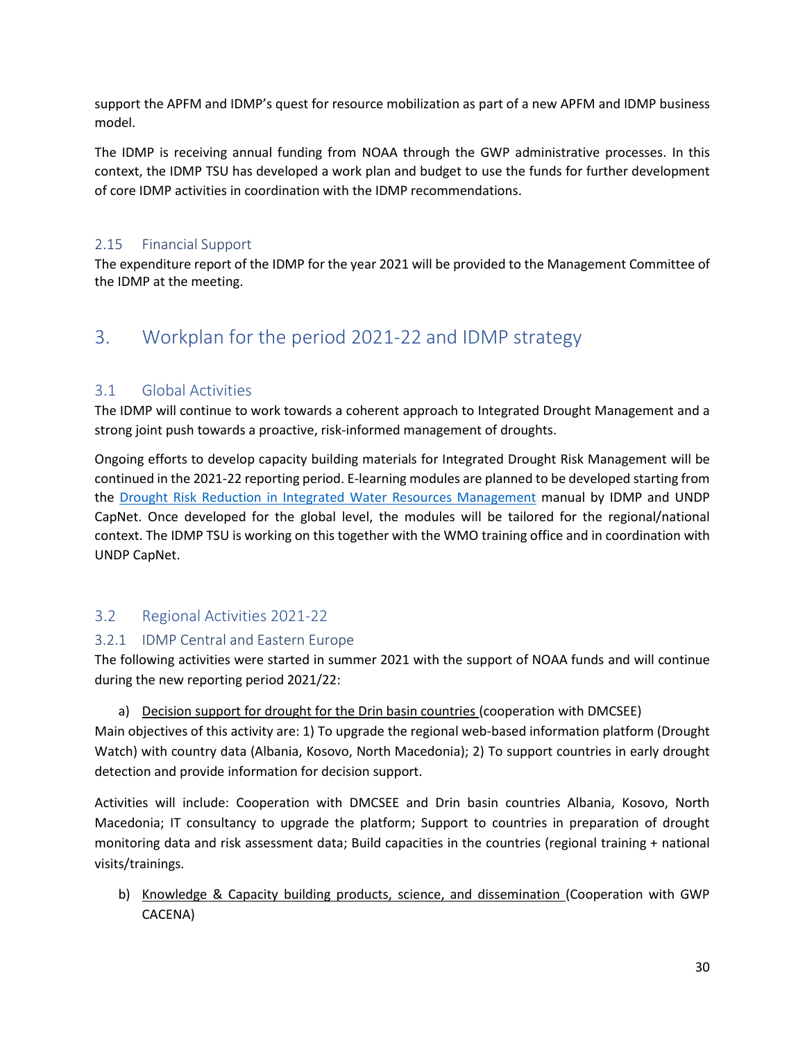support the APFM and IDMP's quest for resource mobilization as part of a new APFM and IDMP business model.

The IDMP is receiving annual funding from NOAA through the GWP administrative processes. In this context, the IDMP TSU has developed a work plan and budget to use the funds for further development of core IDMP activities in coordination with the IDMP recommendations.

### 2.15 Financial Support

The expenditure report of the IDMP for the year 2021 will be provided to the Management Committee of the IDMP at the meeting.

## 3. Workplan for the period 2021-22 and IDMP strategy

### 3.1 Global Activities

The IDMP will continue to work towards a coherent approach to Integrated Drought Management and a strong joint push towards a proactive, risk-informed management of droughts.

Ongoing efforts to develop capacity building materials for Integrated Drought Risk Management will be continued in the 2021-22 reporting period. E-learning modules are planned to be developed starting from the [Drought Risk Reduction in Integrated Water Resources Management]() manual by IDMP and UNDP CapNet. Once developed for the global level, the modules will be tailored for the regional/national context. The IDMP TSU is working on this together with the WMO training office and in coordination with UNDP CapNet.

### 3.2 Regional Activities 2021-22

#### 3.2.1 IDMP Central and Eastern Europe

The following activities were started in summer 2021 with the support of NOAA funds and will continue during the new reporting period 2021/22:

a) Decision support for drought for the Drin basin countries (cooperation with DMCSEE)

Main objectives of this activity are: 1) To upgrade the regional web-based information platform (Drought Watch) with country data (Albania, Kosovo, North Macedonia); 2) To support countries in early drought detection and provide information for decision support.

Activities will include: Cooperation with DMCSEE and Drin basin countries Albania, Kosovo, North Macedonia; IT consultancy to upgrade the platform; Support to countries in preparation of drought monitoring data and risk assessment data; Build capacities in the countries (regional training + national visits/trainings.

b) Knowledge & Capacity building products, science, and dissemination (Cooperation with GWP CACENA)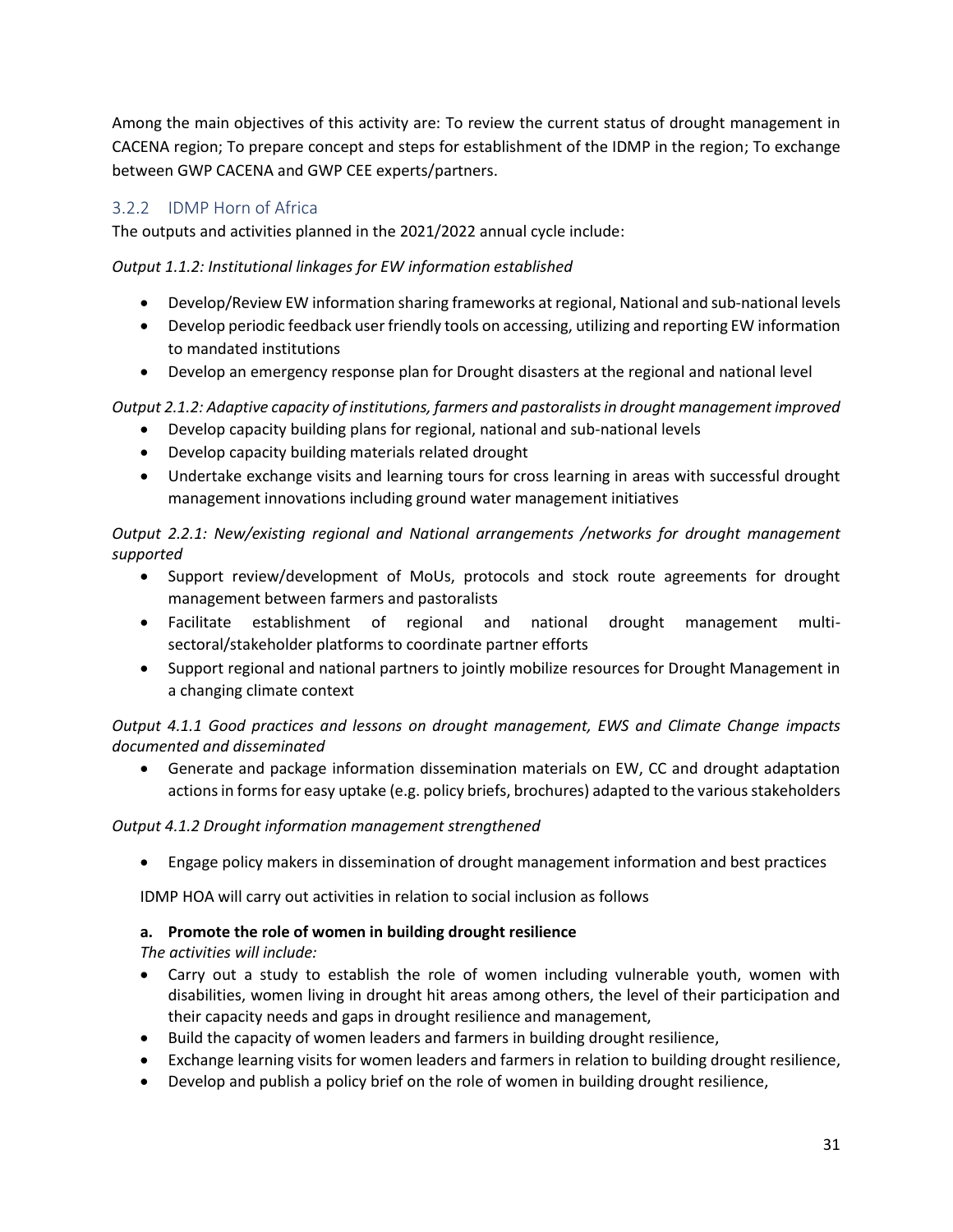Among the main objectives of this activity are: To review the current status of drought management in CACENA region; To prepare concept and steps for establishment of the IDMP in the region; To exchange between GWP CACENA and GWP CEE experts/partners.

### 3.2.2 IDMP Horn of Africa

The outputs and activities planned in the 2021/2022 annual cycle include:

*Output 1.1.2: Institutional linkages for EW information established*

- Develop/Review EW information sharing frameworks at regional, National and sub-national levels
- Develop periodic feedback user friendly tools on accessing, utilizing and reporting EW information to mandated institutions
- Develop an emergency response plan for Drought disasters at the regional and national level

*Output 2.1.2: Adaptive capacity of institutions, farmers and pastoralists in drought management improved*

- Develop capacity building plans for regional, national and sub-national levels
- Develop capacity building materials related drought
- Undertake exchange visits and learning tours for cross learning in areas with successful drought management innovations including ground water management initiatives

*Output 2.2.1: New/existing regional and National arrangements /networks for drought management supported*

- Support review/development of MoUs, protocols and stock route agreements for drought management between farmers and pastoralists
- Facilitate establishment of regional and national drought management multi-sectoral/stakeholder platforms to coordinate partner efforts
- Support regional and national partners to jointly mobilize resources for Drought Management in a changing climate context

*Output 4.1.1 Good practices and lessons on drought management, EWS and Climate Change impacts documented and disseminated*

- Generate and package information dissemination materials on EW, CC and drought adaptation actions in forms for easy uptake (e.g. policy briefs, brochures) adapted to the various stakeholders

*Output 4.1.2 Drought information management strengthened*

- Engage policy makers in dissemination of drought management information and best practices

IDMP HOA will carry out activities in relation to social inclusion as follows

**a. Promote the role of women in building drought resilience**

*The activities will include:*

- Carry out a study to establish the role of women including vulnerable youth, women with disabilities, women living in drought hit areas among others, the level of their participation and their capacity needs and gaps in drought resilience and management,
- Build the capacity of women leaders and farmers in building drought resilience,
- Exchange learning visits for women leaders and farmers in relation to building drought resilience,
- Develop and publish a policy brief on the role of women in building drought resilience,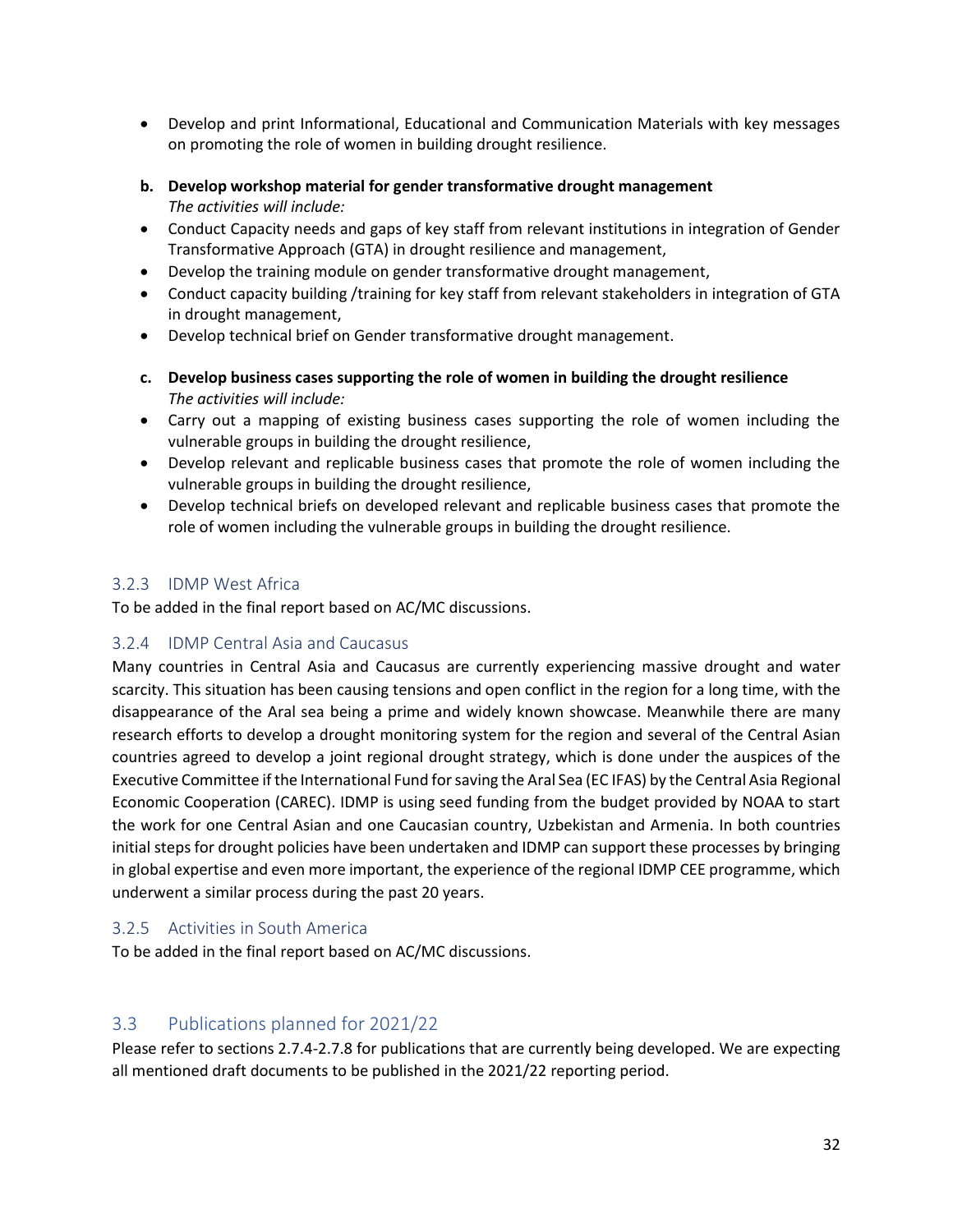- Develop and print Informational, Educational and Communication Materials with key messages on promoting the role of women in building drought resilience.

**b. Develop workshop material for gender transformative drought management**
*The activities will include:*

- Conduct Capacity needs and gaps of key staff from relevant institutions in integration of Gender Transformative Approach (GTA) in drought resilience and management,
- Develop the training module on gender transformative drought management,
- Conduct capacity building /training for key staff from relevant stakeholders in integration of GTA in drought management,
- Develop technical brief on Gender transformative drought management.

**c. Develop business cases supporting the role of women in building the drought resilience**
*The activities will include:*

- Carry out a mapping of existing business cases supporting the role of women including the vulnerable groups in building the drought resilience,
- Develop relevant and replicable business cases that promote the role of women including the vulnerable groups in building the drought resilience,
- Develop technical briefs on developed relevant and replicable business cases that promote the role of women including the vulnerable groups in building the drought resilience.

### 3.2.3 IDMP West Africa

To be added in the final report based on AC/MC discussions.

### 3.2.4 IDMP Central Asia and Caucasus

Many countries in Central Asia and Caucasus are currently experiencing massive drought and water scarcity. This situation has been causing tensions and open conflict in the region for a long time, with the disappearance of the Aral sea being a prime and widely known showcase. Meanwhile there are many research efforts to develop a drought monitoring system for the region and several of the Central Asian countries agreed to develop a joint regional drought strategy, which is done under the auspices of the Executive Committee if the International Fund for saving the Aral Sea (EC IFAS) by the Central Asia Regional Economic Cooperation (CAREC). IDMP is using seed funding from the budget provided by NOAA to start the work for one Central Asian and one Caucasian country, Uzbekistan and Armenia. In both countries initial steps for drought policies have been undertaken and IDMP can support these processes by bringing in global expertise and even more important, the experience of the regional IDMP CEE programme, which underwent a similar process during the past 20 years.

### 3.2.5 Activities in South America

To be added in the final report based on AC/MC discussions.

## 3.3 Publications planned for 2021/22

Please refer to sections 2.7.4-2.7.8 for publications that are currently being developed. We are expecting all mentioned draft documents to be published in the 2021/22 reporting period.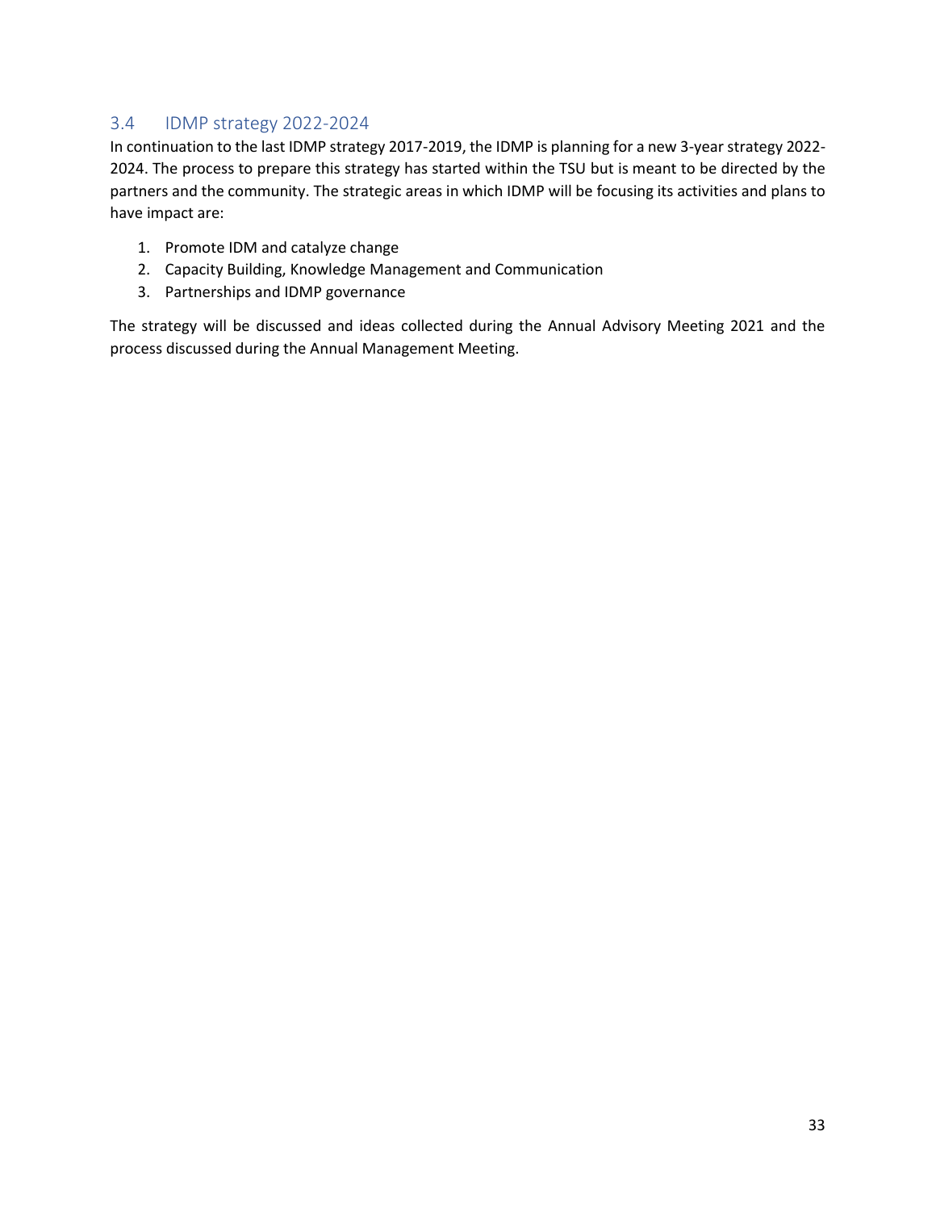## 3.4 IDMP strategy 2022-2024

In continuation to the last IDMP strategy 2017-2019, the IDMP is planning for a new 3-year strategy 2022-2024. The process to prepare this strategy has started within the TSU but is meant to be directed by the partners and the community. The strategic areas in which IDMP will be focusing its activities and plans to have impact are:

1. Promote IDM and catalyze change
2. Capacity Building, Knowledge Management and Communication
3. Partnerships and IDMP governance

The strategy will be discussed and ideas collected during the Annual Advisory Meeting 2021 and the process discussed during the Annual Management Meeting.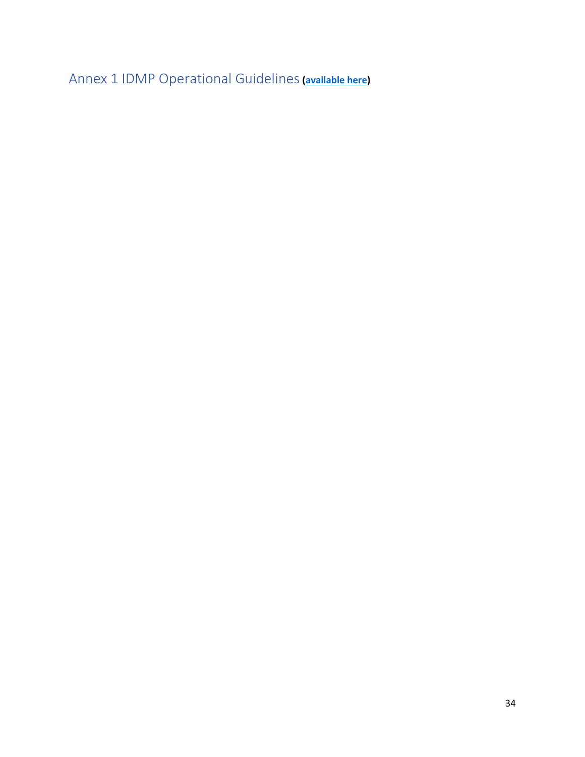# Annex 1 IDMP Operational Guidelines **(available here)**